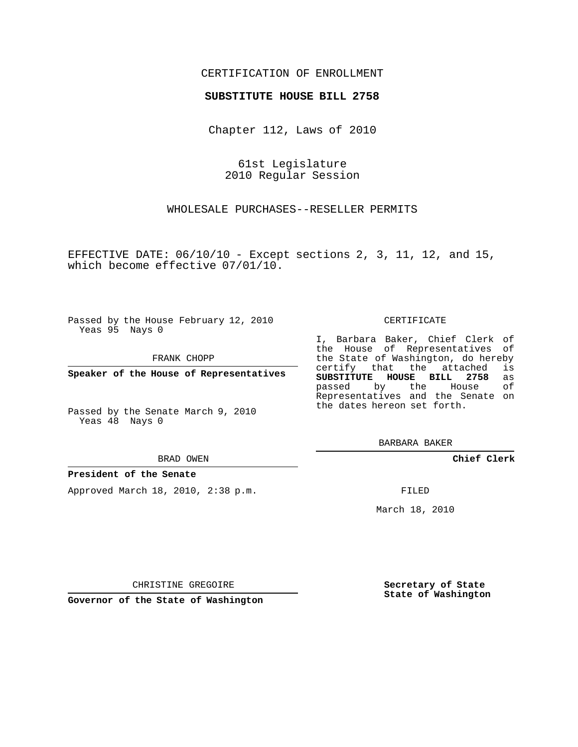CERTIFICATION OF ENROLLMENT

**SUBSTITUTE HOUSE BILL 2758**

Chapter 112, Laws of 2010

61st Legislature
2010 Regular Session

WHOLESALE PURCHASES--RESELLER PERMITS

EFFECTIVE DATE: 06/10/10 - Except sections 2, 3, 11, 12, and 15, which become effective 07/01/10.

Passed by the House February 12, 2010
Yeas 95 Nays 0

FRANK CHOPP

**Speaker of the House of Representatives**

Passed by the Senate March 9, 2010
Yeas 48 Nays 0

BRAD OWEN

**President of the Senate**

Approved March 18, 2010, 2:38 p.m.

CHRISTINE GREGOIRE

**Governor of the State of Washington**

CERTIFICATE

I, Barbara Baker, Chief Clerk of the House of Representatives of the State of Washington, do hereby certify that the attached is **SUBSTITUTE HOUSE BILL 2758** as passed by the House of Representatives and the Senate on the dates hereon set forth.

BARBARA BAKER

**Chief Clerk**

FILED

March 18, 2010

**Secretary of State**
**State of Washington**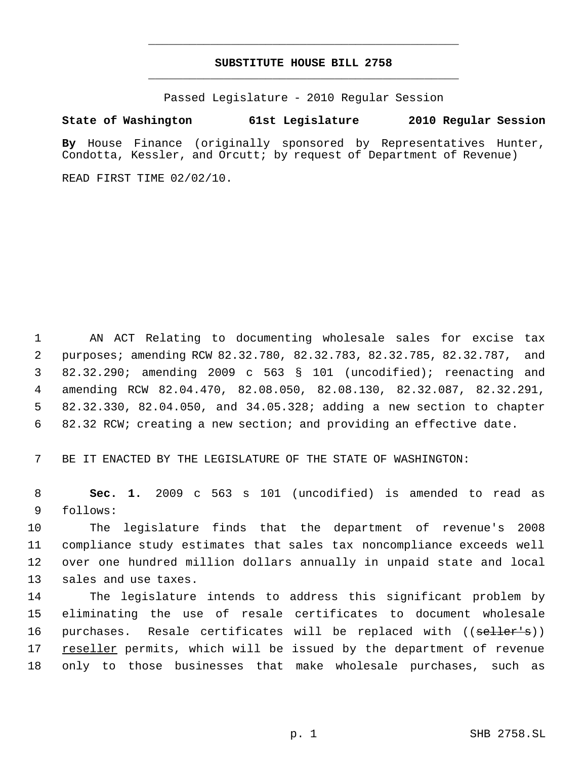# SUBSTITUTE HOUSE BILL 2758

Passed Legislature - 2010 Regular Session

**State of Washington 61st Legislature 2010 Regular Session**

**By** House Finance (originally sponsored by Representatives Hunter, Condotta, Kessler, and Orcutt; by request of Department of Revenue)

READ FIRST TIME 02/02/10.

1 AN ACT Relating to documenting wholesale sales for excise tax
2 purposes; amending RCW 82.32.780, 82.32.783, 82.32.785, 82.32.787, and
3 82.32.290; amending 2009 c 563 § 101 (uncodified); reenacting and
4 amending RCW 82.04.470, 82.08.050, 82.08.130, 82.32.087, 82.32.291,
5 82.32.330, 82.04.050, and 34.05.328; adding a new section to chapter
6 82.32 RCW; creating a new section; and providing an effective date.

7 BE IT ENACTED BY THE LEGISLATURE OF THE STATE OF WASHINGTON:

8 **Sec. 1.** 2009 c 563 s 101 (uncodified) is amended to read as
9 follows:

10 The legislature finds that the department of revenue's 2008
11 compliance study estimates that sales tax noncompliance exceeds well
12 over one hundred million dollars annually in unpaid state and local
13 sales and use taxes.

14 The legislature intends to address this significant problem by
15 eliminating the use of resale certificates to document wholesale
16 purchases. Resale certificates will be replaced with ((~~seller's~~))
17 reseller permits, which will be issued by the department of revenue
18 only to those businesses that make wholesale purchases, such as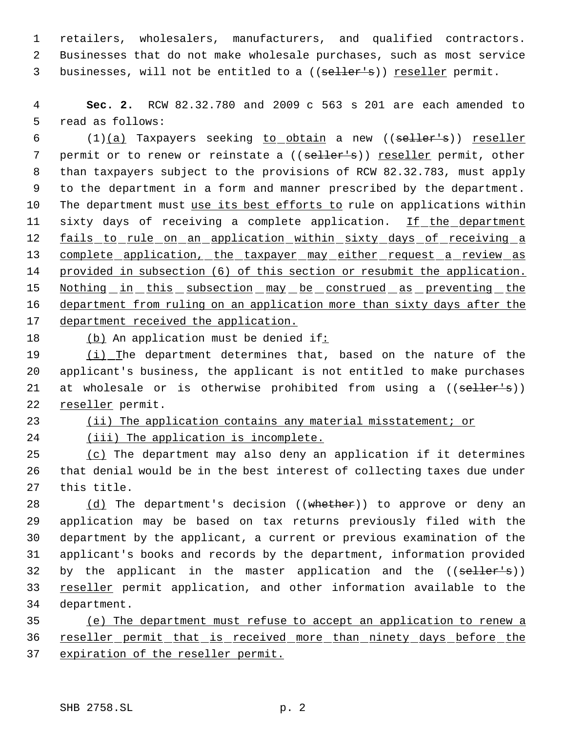retailers, wholesalers, manufacturers, and qualified contractors. Businesses that do not make wholesale purchases, such as most service businesses, will not be entitled to a ((~~seller's~~)) reseller permit.

**Sec. 2.** RCW 82.32.780 and 2009 c 563 s 201 are each amended to read as follows:

(1)(a) Taxpayers seeking to obtain a new ((~~seller's~~)) reseller permit or to renew or reinstate a ((~~seller's~~)) reseller permit, other than taxpayers subject to the provisions of RCW 82.32.783, must apply to the department in a form and manner prescribed by the department. The department must use its best efforts to rule on applications within sixty days of receiving a complete application. If the department fails to rule on an application within sixty days of receiving a complete application, the taxpayer may either request a review as provided in subsection (6) of this section or resubmit the application. Nothing in this subsection may be construed as preventing the department from ruling on an application more than sixty days after the department received the application.

(b) An application must be denied if:

(i) The department determines that, based on the nature of the applicant's business, the applicant is not entitled to make purchases at wholesale or is otherwise prohibited from using a ((~~seller's~~)) reseller permit.

(ii) The application contains any material misstatement; or

(iii) The application is incomplete.

(c) The department may also deny an application if it determines that denial would be in the best interest of collecting taxes due under this title.

(d) The department's decision ((~~whether~~)) to approve or deny an application may be based on tax returns previously filed with the department by the applicant, a current or previous examination of the applicant's books and records by the department, information provided by the applicant in the master application and the ((~~seller's~~)) reseller permit application, and other information available to the department.

(e) The department must refuse to accept an application to renew a reseller permit that is received more than ninety days before the expiration of the reseller permit.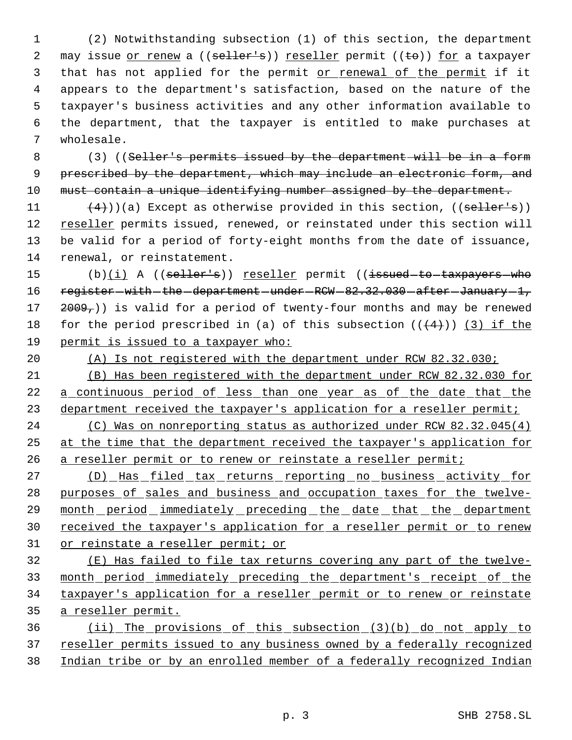(2) Notwithstanding subsection (1) of this section, the department may issue or renew a ((seller's)) reseller permit ((to)) for a taxpayer that has not applied for the permit or renewal of the permit if it appears to the department's satisfaction, based on the nature of the taxpayer's business activities and any other information available to the department, that the taxpayer is entitled to make purchases at wholesale.

(3) ((Seller's permits issued by the department will be in a form prescribed by the department, which may include an electronic form, and must contain a unique identifying number assigned by the department.

(4)))(a) Except as otherwise provided in this section, ((seller's)) reseller permits issued, renewed, or reinstated under this section will be valid for a period of forty-eight months from the date of issuance, renewal, or reinstatement.

(b)(i) A ((seller's)) reseller permit ((issued to taxpayers who register with the department under RCW 82.32.030 after January 1, 2009,)) is valid for a period of twenty-four months and may be renewed for the period prescribed in (a) of this subsection (((4))) (3) if the permit is issued to a taxpayer who:

(A) Is not registered with the department under RCW 82.32.030;

(B) Has been registered with the department under RCW 82.32.030 for a continuous period of less than one year as of the date that the department received the taxpayer's application for a reseller permit;

(C) Was on nonreporting status as authorized under RCW 82.32.045(4) at the time that the department received the taxpayer's application for a reseller permit or to renew or reinstate a reseller permit;

(D) Has filed tax returns reporting no business activity for purposes of sales and business and occupation taxes for the twelve-month period immediately preceding the date that the department received the taxpayer's application for a reseller permit or to renew or reinstate a reseller permit; or

(E) Has failed to file tax returns covering any part of the twelve-month period immediately preceding the department's receipt of the taxpayer's application for a reseller permit or to renew or reinstate a reseller permit.

(ii) The provisions of this subsection (3)(b) do not apply to reseller permits issued to any business owned by a federally recognized Indian tribe or by an enrolled member of a federally recognized Indian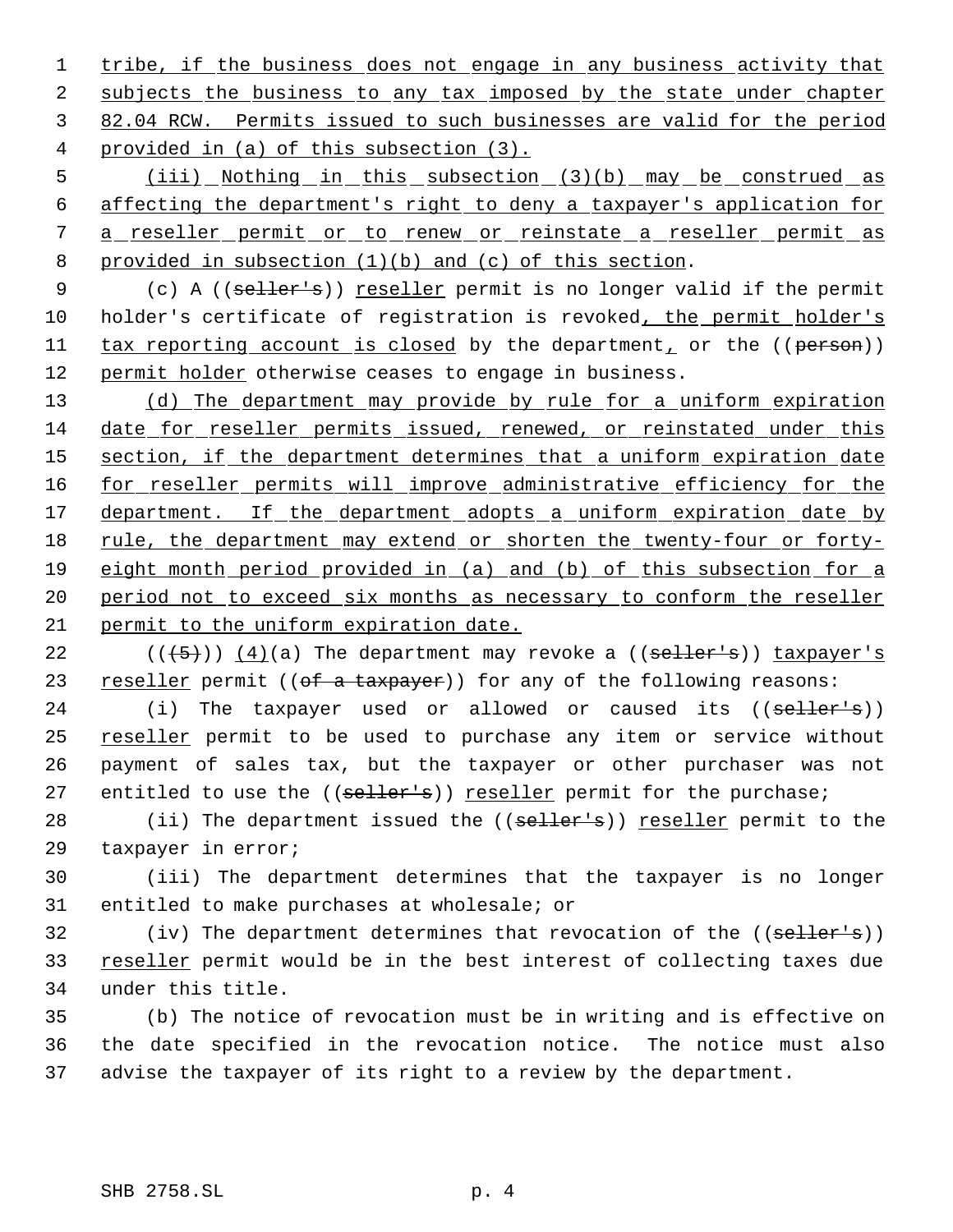tribe, if the business does not engage in any business activity that subjects the business to any tax imposed by the state under chapter 82.04 RCW. Permits issued to such businesses are valid for the period provided in (a) of this subsection (3).

(iii) Nothing in this subsection (3)(b) may be construed as affecting the department's right to deny a taxpayer's application for a reseller permit or to renew or reinstate a reseller permit as provided in subsection (1)(b) and (c) of this section.

(c) A ((seller's)) reseller permit is no longer valid if the permit holder's certificate of registration is revoked, the permit holder's tax reporting account is closed by the department, or the ((person)) permit holder otherwise ceases to engage in business.

(d) The department may provide by rule for a uniform expiration date for reseller permits issued, renewed, or reinstated under this section, if the department determines that a uniform expiration date for reseller permits will improve administrative efficiency for the department. If the department adopts a uniform expiration date by rule, the department may extend or shorten the twenty-four or forty-eight month period provided in (a) and (b) of this subsection for a period not to exceed six months as necessary to conform the reseller permit to the uniform expiration date.

(((5))) (4)(a) The department may revoke a ((seller's)) taxpayer's reseller permit ((of a taxpayer)) for any of the following reasons:

(i) The taxpayer used or allowed or caused its ((seller's)) reseller permit to be used to purchase any item or service without payment of sales tax, but the taxpayer or other purchaser was not entitled to use the ((seller's)) reseller permit for the purchase;

(ii) The department issued the ((seller's)) reseller permit to the taxpayer in error;

(iii) The department determines that the taxpayer is no longer entitled to make purchases at wholesale; or

(iv) The department determines that revocation of the ((seller's)) reseller permit would be in the best interest of collecting taxes due under this title.

(b) The notice of revocation must be in writing and is effective on the date specified in the revocation notice. The notice must also advise the taxpayer of its right to a review by the department.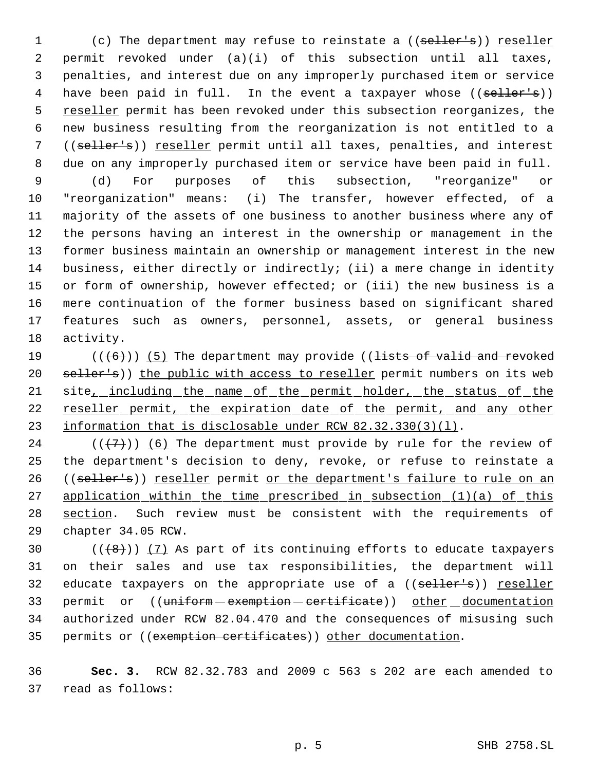(c) The department may refuse to reinstate a ((seller's)) reseller permit revoked under (a)(i) of this subsection until all taxes, penalties, and interest due on any improperly purchased item or service have been paid in full. In the event a taxpayer whose ((seller's)) reseller permit has been revoked under this subsection reorganizes, the new business resulting from the reorganization is not entitled to a ((seller's)) reseller permit until all taxes, penalties, and interest due on any improperly purchased item or service have been paid in full.

(d) For purposes of this subsection, "reorganize" or "reorganization" means: (i) The transfer, however effected, of a majority of the assets of one business to another business where any of the persons having an interest in the ownership or management in the former business maintain an ownership or management interest in the new business, either directly or indirectly; (ii) a mere change in identity or form of ownership, however effected; or (iii) the new business is a mere continuation of the former business based on significant shared features such as owners, personnel, assets, or general business activity.

(((6))) (5) The department may provide ((lists of valid and revoked seller's)) the public with access to reseller permit numbers on its web site, including the name of the permit holder, the status of the reseller permit, the expiration date of the permit, and any other information that is disclosable under RCW 82.32.330(3)(l).

(((7))) (6) The department must provide by rule for the review of the department's decision to deny, revoke, or refuse to reinstate a ((seller's)) reseller permit or the department's failure to rule on an application within the time prescribed in subsection (1)(a) of this section. Such review must be consistent with the requirements of chapter 34.05 RCW.

(((8))) (7) As part of its continuing efforts to educate taxpayers on their sales and use tax responsibilities, the department will educate taxpayers on the appropriate use of a ((seller's)) reseller permit or ((uniform exemption certificate)) other documentation authorized under RCW 82.04.470 and the consequences of misusing such permits or ((exemption certificates)) other documentation.

**Sec. 3.** RCW 82.32.783 and 2009 c 563 s 202 are each amended to read as follows: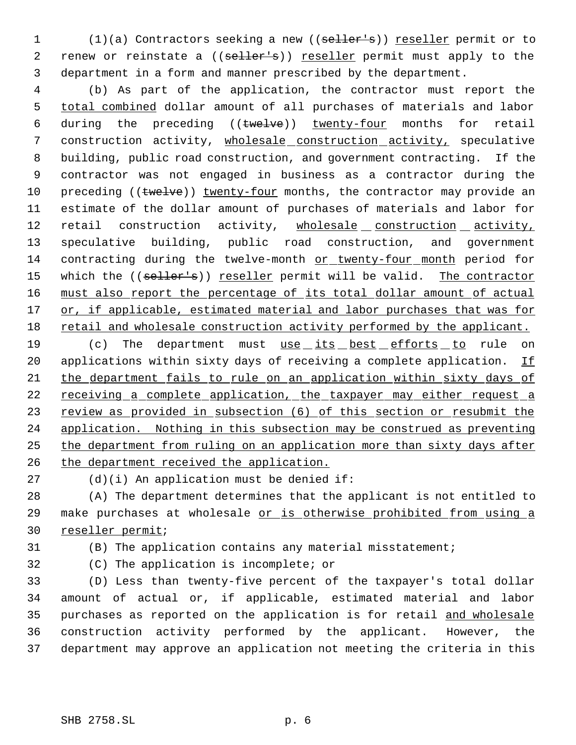(1)(a) Contractors seeking a new ((seller's)) reseller permit or to renew or reinstate a ((seller's)) reseller permit must apply to the department in a form and manner prescribed by the department.

(b) As part of the application, the contractor must report the total combined dollar amount of all purchases of materials and labor during the preceding ((twelve)) twenty-four months for retail construction activity, wholesale construction activity, speculative building, public road construction, and government contracting. If the contractor was not engaged in business as a contractor during the preceding ((twelve)) twenty-four months, the contractor may provide an estimate of the dollar amount of purchases of materials and labor for retail construction activity, wholesale construction activity, speculative building, public road construction, and government contracting during the twelve-month or twenty-four month period for which the ((seller's)) reseller permit will be valid. The contractor must also report the percentage of its total dollar amount of actual or, if applicable, estimated material and labor purchases that was for retail and wholesale construction activity performed by the applicant.

(c) The department must use its best efforts to rule on applications within sixty days of receiving a complete application. If the department fails to rule on an application within sixty days of receiving a complete application, the taxpayer may either request a review as provided in subsection (6) of this section or resubmit the application. Nothing in this subsection may be construed as preventing the department from ruling on an application more than sixty days after the department received the application.

(d)(i) An application must be denied if:

(A) The department determines that the applicant is not entitled to make purchases at wholesale or is otherwise prohibited from using a reseller permit;

(B) The application contains any material misstatement;

(C) The application is incomplete; or

(D) Less than twenty-five percent of the taxpayer's total dollar amount of actual or, if applicable, estimated material and labor purchases as reported on the application is for retail and wholesale construction activity performed by the applicant. However, the department may approve an application not meeting the criteria in this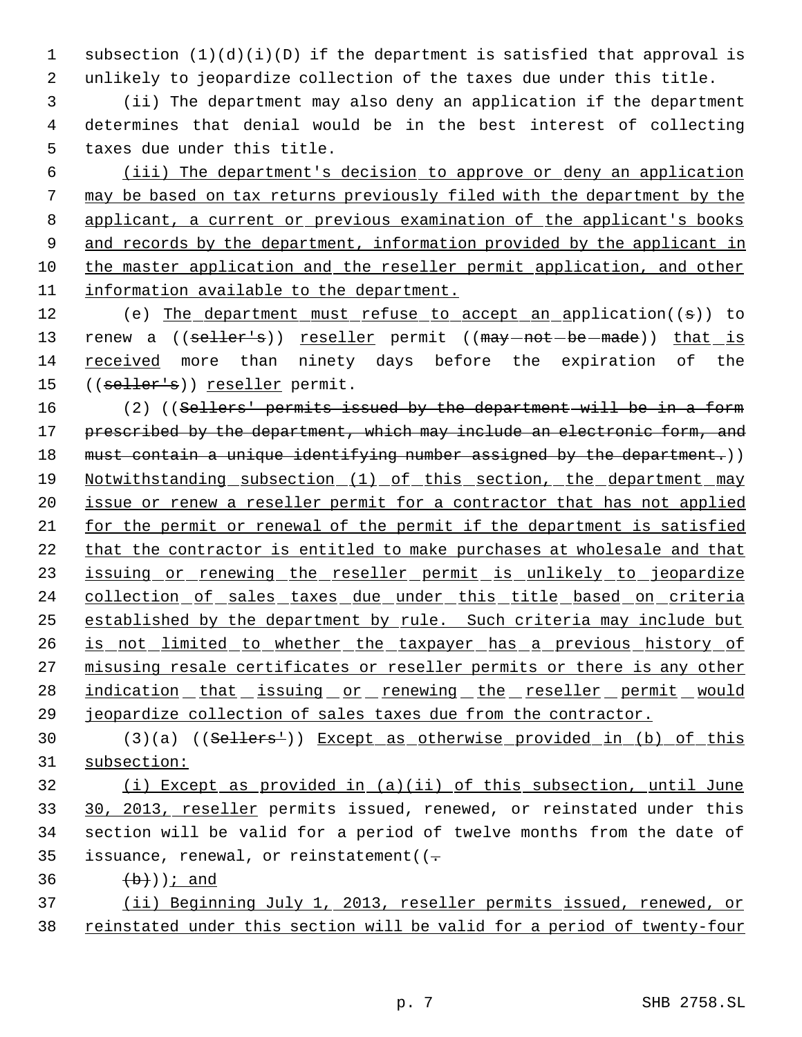subsection (1)(d)(i)(D) if the department is satisfied that approval is unlikely to jeopardize collection of the taxes due under this title.

(ii) The department may also deny an application if the department determines that denial would be in the best interest of collecting taxes due under this title.

(iii) The department's decision to approve or deny an application may be based on tax returns previously filed with the department by the applicant, a current or previous examination of the applicant's books and records by the department, information provided by the applicant in the master application and the reseller permit application, and other information available to the department.

(e) The department must refuse to accept an application((s)) to renew a ((seller's)) reseller permit ((may not be made)) that is received more than ninety days before the expiration of the ((seller's)) reseller permit.

(2) ((Sellers' permits issued by the department will be in a form prescribed by the department, which may include an electronic form, and must contain a unique identifying number assigned by the department.)) Notwithstanding subsection (1) of this section, the department may issue or renew a reseller permit for a contractor that has not applied for the permit or renewal of the permit if the department is satisfied that the contractor is entitled to make purchases at wholesale and that issuing or renewing the reseller permit is unlikely to jeopardize collection of sales taxes due under this title based on criteria established by the department by rule. Such criteria may include but is not limited to whether the taxpayer has a previous history of misusing resale certificates or reseller permits or there is any other indication that issuing or renewing the reseller permit would jeopardize collection of sales taxes due from the contractor.

(3)(a) ((Sellers')) Except as otherwise provided in (b) of this subsection:

(i) Except as provided in (a)(ii) of this subsection, until June 30, 2013, reseller permits issued, renewed, or reinstated under this section will be valid for a period of twelve months from the date of issuance, renewal, or reinstatement((.

(b))); and

(ii) Beginning July 1, 2013, reseller permits issued, renewed, or reinstated under this section will be valid for a period of twenty-four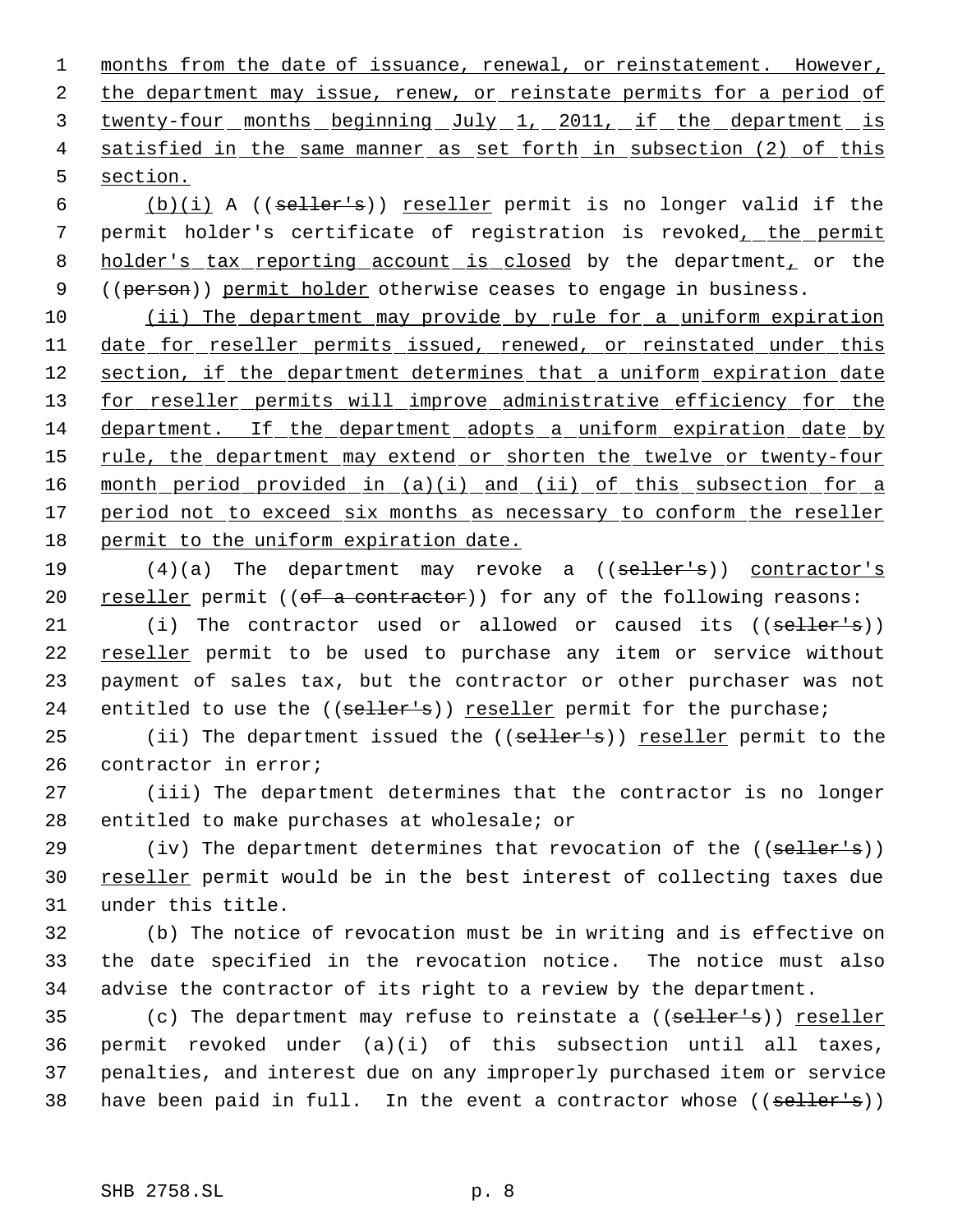months from the date of issuance, renewal, or reinstatement. However, the department may issue, renew, or reinstate permits for a period of twenty-four months beginning July 1, 2011, if the department is satisfied in the same manner as set forth in subsection (2) of this section.

(b)(i) A ((seller's)) reseller permit is no longer valid if the permit holder's certificate of registration is revoked, the permit holder's tax reporting account is closed by the department, or the ((person)) permit holder otherwise ceases to engage in business.

(ii) The department may provide by rule for a uniform expiration date for reseller permits issued, renewed, or reinstated under this section, if the department determines that a uniform expiration date for reseller permits will improve administrative efficiency for the department. If the department adopts a uniform expiration date by rule, the department may extend or shorten the twelve or twenty-four month period provided in (a)(i) and (ii) of this subsection for a period not to exceed six months as necessary to conform the reseller permit to the uniform expiration date.

(4)(a) The department may revoke a ((seller's)) contractor's reseller permit ((of a contractor)) for any of the following reasons:

(i) The contractor used or allowed or caused its ((seller's)) reseller permit to be used to purchase any item or service without payment of sales tax, but the contractor or other purchaser was not entitled to use the ((seller's)) reseller permit for the purchase;

(ii) The department issued the ((seller's)) reseller permit to the contractor in error;

(iii) The department determines that the contractor is no longer entitled to make purchases at wholesale; or

(iv) The department determines that revocation of the ((seller's)) reseller permit would be in the best interest of collecting taxes due under this title.

(b) The notice of revocation must be in writing and is effective on the date specified in the revocation notice. The notice must also advise the contractor of its right to a review by the department.

(c) The department may refuse to reinstate a ((seller's)) reseller permit revoked under (a)(i) of this subsection until all taxes, penalties, and interest due on any improperly purchased item or service have been paid in full. In the event a contractor whose ((seller's))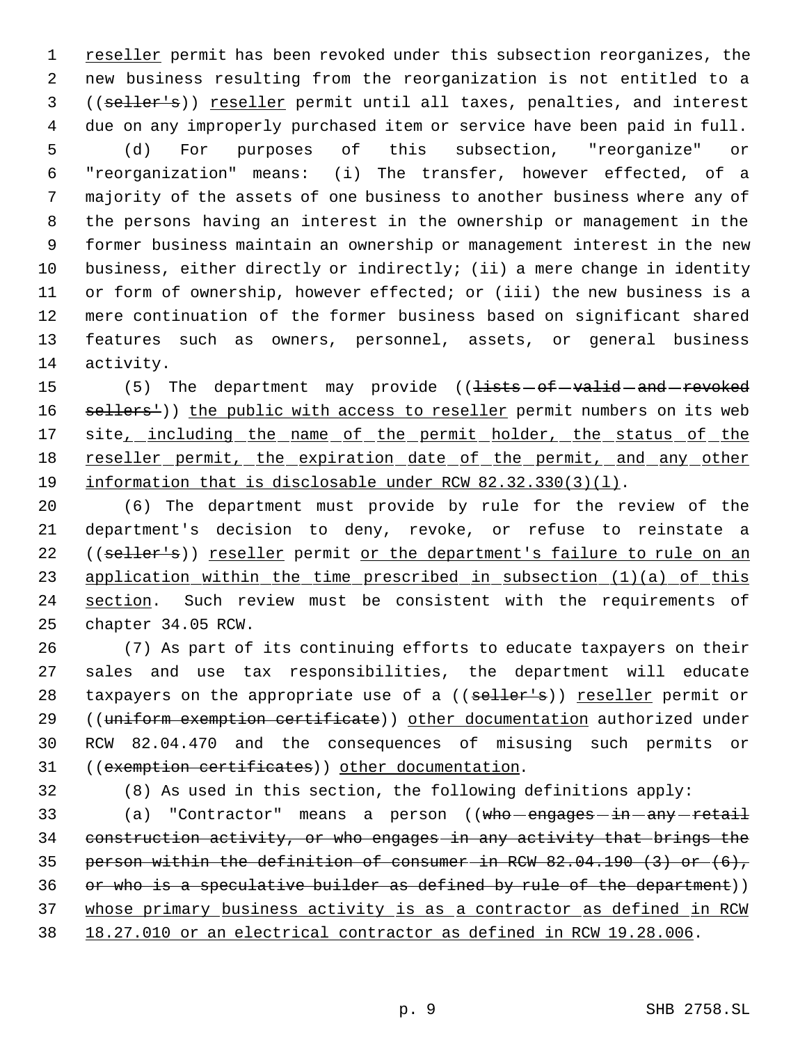reseller permit has been revoked under this subsection reorganizes, the new business resulting from the reorganization is not entitled to a ((~~seller's~~)) reseller permit until all taxes, penalties, and interest due on any improperly purchased item or service have been paid in full.

(d) For purposes of this subsection, "reorganize" or "reorganization" means: (i) The transfer, however effected, of a majority of the assets of one business to another business where any of the persons having an interest in the ownership or management in the former business maintain an ownership or management interest in the new business, either directly or indirectly; (ii) a mere change in identity or form of ownership, however effected; or (iii) the new business is a mere continuation of the former business based on significant shared features such as owners, personnel, assets, or general business activity.

(5) The department may provide ((~~lists of valid and revoked sellers'~~)) the public with access to reseller permit numbers on its web site, including the name of the permit holder, the status of the reseller permit, the expiration date of the permit, and any other information that is disclosable under RCW 82.32.330(3)(l).

(6) The department must provide by rule for the review of the department's decision to deny, revoke, or refuse to reinstate a ((~~seller's~~)) reseller permit or the department's failure to rule on an application within the time prescribed in subsection (1)(a) of this section. Such review must be consistent with the requirements of chapter 34.05 RCW.

(7) As part of its continuing efforts to educate taxpayers on their sales and use tax responsibilities, the department will educate taxpayers on the appropriate use of a ((~~seller's~~)) reseller permit or ((~~uniform exemption certificate~~)) other documentation authorized under RCW 82.04.470 and the consequences of misusing such permits or ((~~exemption certificates~~)) other documentation.

(8) As used in this section, the following definitions apply:

(a) "Contractor" means a person ((~~who engages in any retail construction activity, or who engages in any activity that brings the person within the definition of consumer in RCW 82.04.190 (3) or (6), or who is a speculative builder as defined by rule of the department~~)) whose primary business activity is as a contractor as defined in RCW 18.27.010 or an electrical contractor as defined in RCW 19.28.006.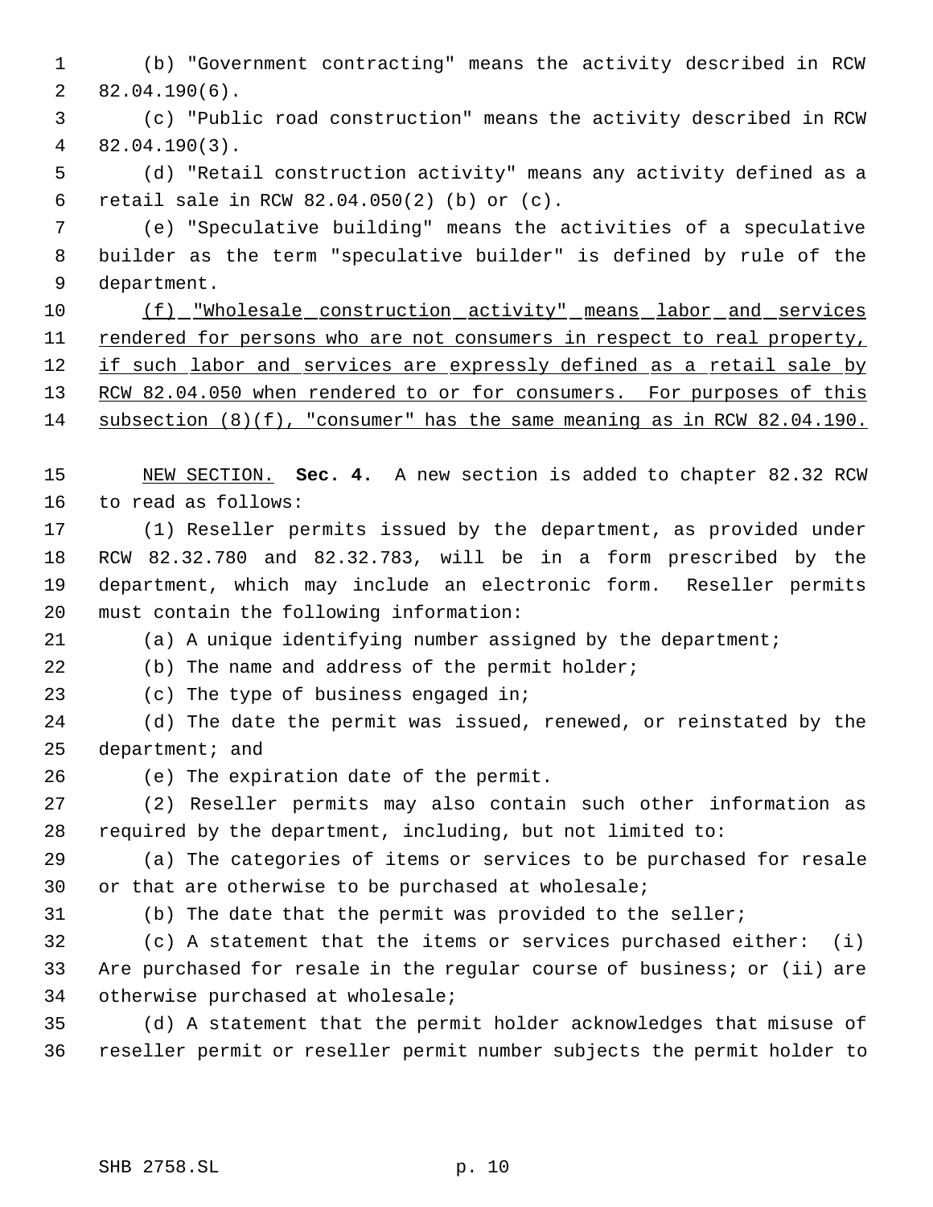(b) "Government contracting" means the activity described in RCW 82.04.190(6).

(c) "Public road construction" means the activity described in RCW 82.04.190(3).

(d) "Retail construction activity" means any activity defined as a retail sale in RCW 82.04.050(2) (b) or (c).

(e) "Speculative building" means the activities of a speculative builder as the term "speculative builder" is defined by rule of the department.

<u>(f) "Wholesale construction activity" means labor and services rendered for persons who are not consumers in respect to real property, if such labor and services are expressly defined as a retail sale by RCW 82.04.050 when rendered to or for consumers. For purposes of this subsection (8)(f), "consumer" has the same meaning as in RCW 82.04.190.</u>

<u>NEW SECTION.</u> **Sec. 4.** A new section is added to chapter 82.32 RCW to read as follows:

(1) Reseller permits issued by the department, as provided under RCW 82.32.780 and 82.32.783, will be in a form prescribed by the department, which may include an electronic form. Reseller permits must contain the following information:

(a) A unique identifying number assigned by the department;

(b) The name and address of the permit holder;

(c) The type of business engaged in;

(d) The date the permit was issued, renewed, or reinstated by the department; and

(e) The expiration date of the permit.

(2) Reseller permits may also contain such other information as required by the department, including, but not limited to:

(a) The categories of items or services to be purchased for resale or that are otherwise to be purchased at wholesale;

(b) The date that the permit was provided to the seller;

(c) A statement that the items or services purchased either: (i) Are purchased for resale in the regular course of business; or (ii) are otherwise purchased at wholesale;

(d) A statement that the permit holder acknowledges that misuse of reseller permit or reseller permit number subjects the permit holder to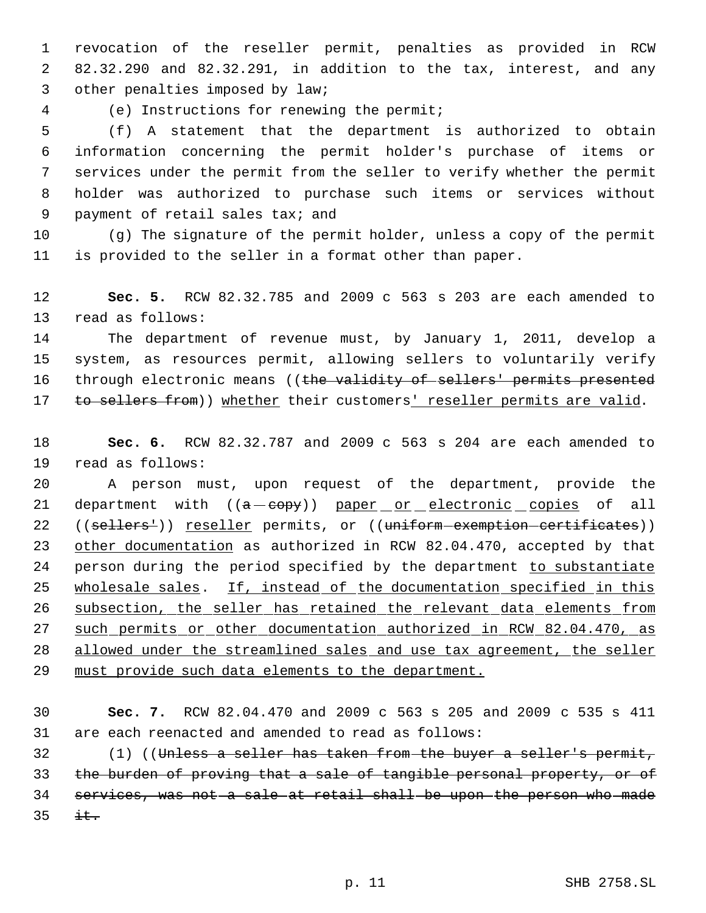revocation of the reseller permit, penalties as provided in RCW 82.32.290 and 82.32.291, in addition to the tax, interest, and any other penalties imposed by law;

(e) Instructions for renewing the permit;

(f) A statement that the department is authorized to obtain information concerning the permit holder's purchase of items or services under the permit from the seller to verify whether the permit holder was authorized to purchase such items or services without payment of retail sales tax; and

(g) The signature of the permit holder, unless a copy of the permit is provided to the seller in a format other than paper.

**Sec. 5.** RCW 82.32.785 and 2009 c 563 s 203 are each amended to read as follows:

The department of revenue must, by January 1, 2011, develop a system, as resources permit, allowing sellers to voluntarily verify through electronic means ((~~the validity of sellers' permits presented to sellers from~~)) <u>whether</u> their customers<u>' reseller permits are valid</u>.

**Sec. 6.** RCW 82.32.787 and 2009 c 563 s 204 are each amended to read as follows:

A person must, upon request of the department, provide the department with ((~~a copy~~)) <u>paper or electronic copies</u> of all ((~~sellers'~~)) <u>reseller</u> permits, or ((~~uniform exemption certificates~~)) <u>other documentation</u> as authorized in RCW 82.04.470, accepted by that person during the period specified by the department <u>to substantiate wholesale sales</u>. <u>If, instead of the documentation specified in this subsection, the seller has retained the relevant data elements from such permits or other documentation authorized in RCW 82.04.470, as allowed under the streamlined sales and use tax agreement, the seller must provide such data elements to the department.</u>

**Sec. 7.** RCW 82.04.470 and 2009 c 563 s 205 and 2009 c 535 s 411 are each reenacted and amended to read as follows:

(1) ((~~Unless a seller has taken from the buyer a seller's permit, the burden of proving that a sale of tangible personal property, or of services, was not a sale at retail shall be upon the person who made it.~~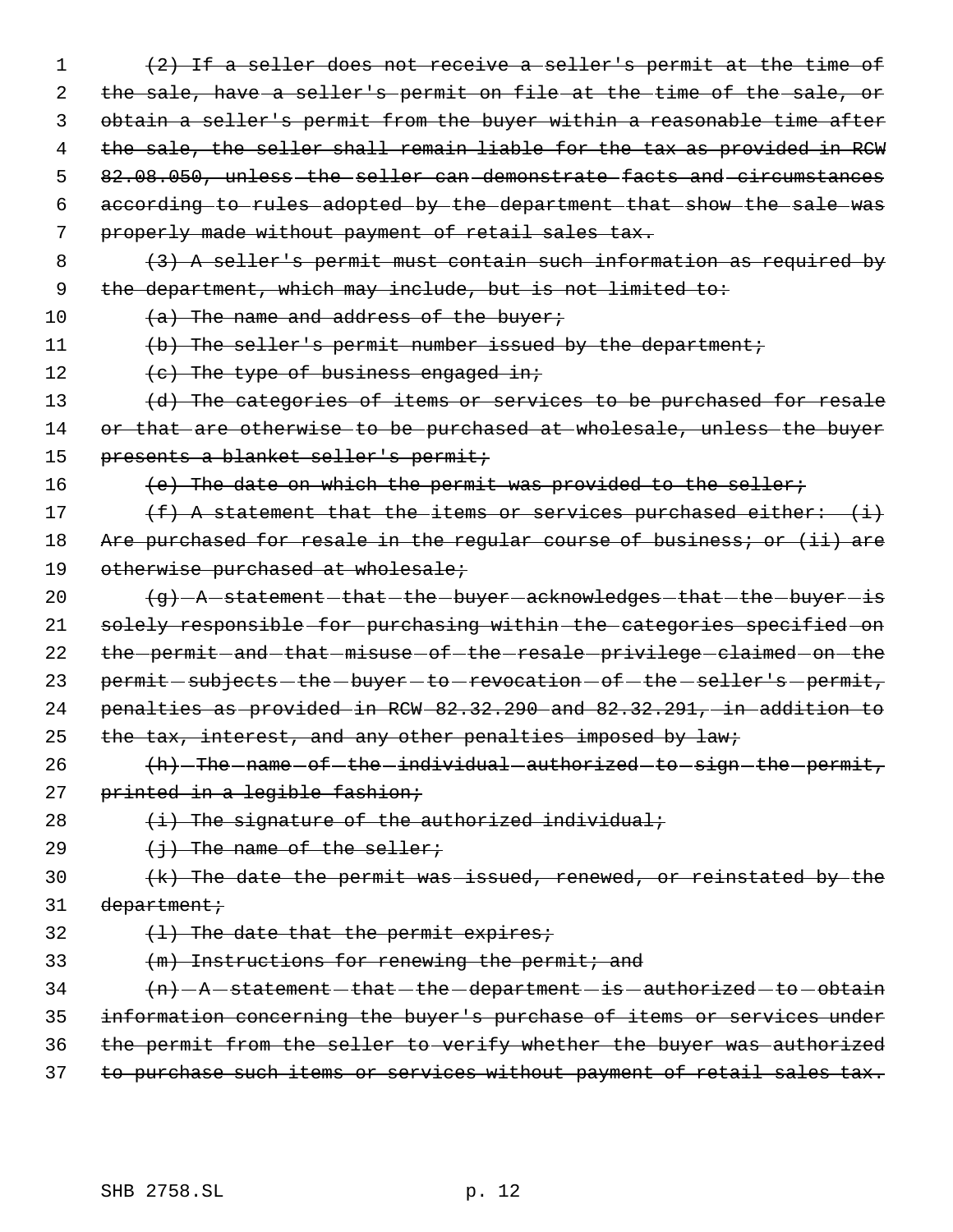~~(2) If a seller does not receive a seller's permit at the time of the sale, have a seller's permit on file at the time of the sale, or obtain a seller's permit from the buyer within a reasonable time after the sale, the seller shall remain liable for the tax as provided in RCW 82.08.050, unless the seller can demonstrate facts and circumstances according to rules adopted by the department that show the sale was properly made without payment of retail sales tax.~~

~~(3) A seller's permit must contain such information as required by the department, which may include, but is not limited to:~~

~~(a) The name and address of the buyer;~~

~~(b) The seller's permit number issued by the department;~~

~~(c) The type of business engaged in;~~

~~(d) The categories of items or services to be purchased for resale or that are otherwise to be purchased at wholesale, unless the buyer presents a blanket seller's permit;~~

~~(e) The date on which the permit was provided to the seller;~~

~~(f) A statement that the items or services purchased either: (i) Are purchased for resale in the regular course of business; or (ii) are otherwise purchased at wholesale;~~

~~(g) A statement that the buyer acknowledges that the buyer is solely responsible for purchasing within the categories specified on the permit and that misuse of the resale privilege claimed on the permit subjects the buyer to revocation of the seller's permit, penalties as provided in RCW 82.32.290 and 82.32.291, in addition to the tax, interest, and any other penalties imposed by law;~~

~~(h) The name of the individual authorized to sign the permit, printed in a legible fashion;~~

~~(i) The signature of the authorized individual;~~

~~(j) The name of the seller;~~

~~(k) The date the permit was issued, renewed, or reinstated by the department;~~

~~(l) The date that the permit expires;~~

~~(m) Instructions for renewing the permit; and~~

~~(n) A statement that the department is authorized to obtain information concerning the buyer's purchase of items or services under the permit from the seller to verify whether the buyer was authorized to purchase such items or services without payment of retail sales tax.~~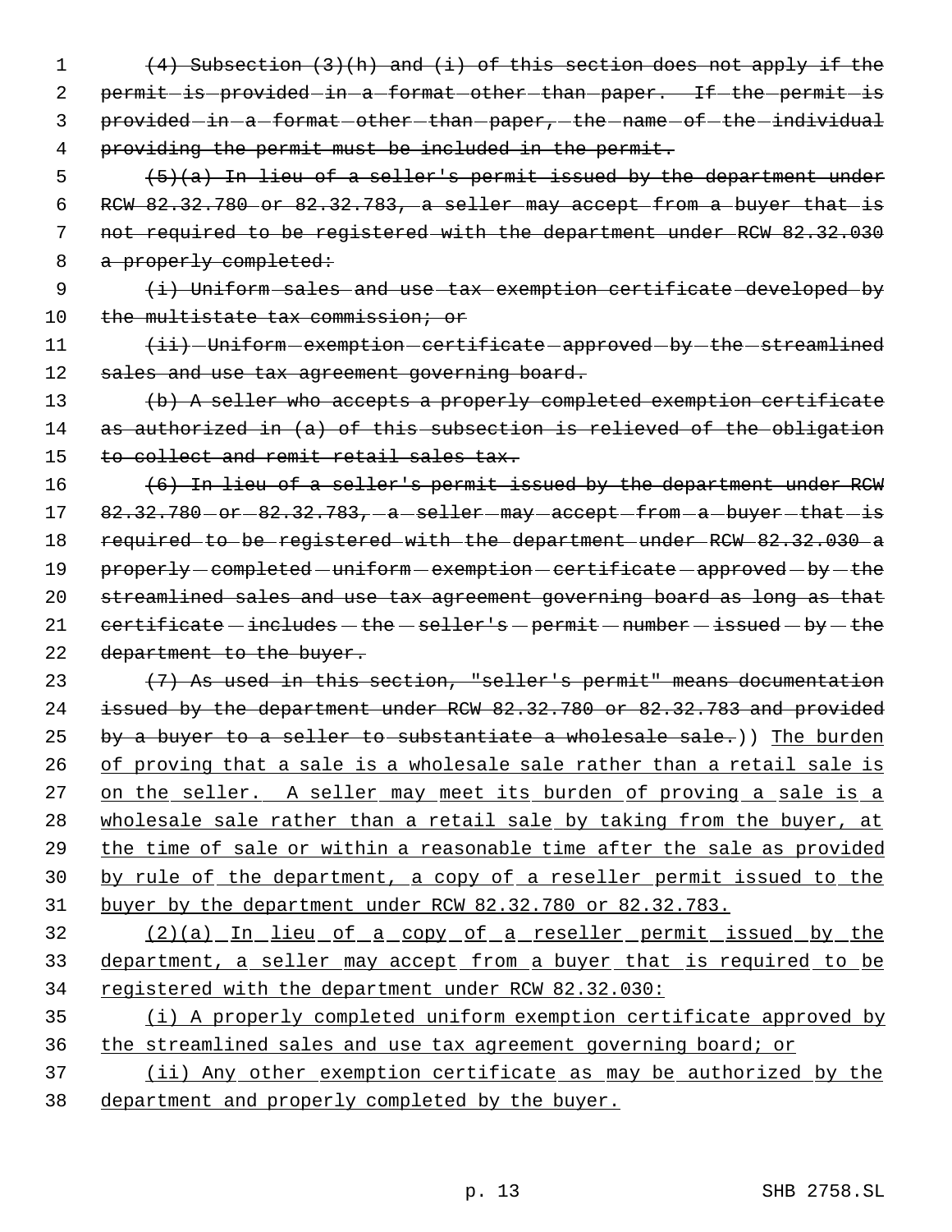~~(4) Subsection (3)(h) and (i) of this section does not apply if the permit is provided in a format other than paper. If the permit is provided in a format other than paper, the name of the individual providing the permit must be included in the permit.~~

~~(5)(a) In lieu of a seller's permit issued by the department under RCW 82.32.780 or 82.32.783, a seller may accept from a buyer that is not required to be registered with the department under RCW 82.32.030 a properly completed:~~

~~(i) Uniform sales and use tax exemption certificate developed by the multistate tax commission; or~~

~~(ii) Uniform exemption certificate approved by the streamlined sales and use tax agreement governing board.~~

~~(b) A seller who accepts a properly completed exemption certificate as authorized in (a) of this subsection is relieved of the obligation to collect and remit retail sales tax.~~

~~(6) In lieu of a seller's permit issued by the department under RCW 82.32.780 or 82.32.783, a seller may accept from a buyer that is required to be registered with the department under RCW 82.32.030 a properly completed uniform exemption certificate approved by the streamlined sales and use tax agreement governing board as long as that certificate includes the seller's permit number issued by the department to the buyer.~~

~~(7) As used in this section, "seller's permit" means documentation issued by the department under RCW 82.32.780 or 82.32.783 and provided by a buyer to a seller to substantiate a wholesale sale.~~)) <u>The burden of proving that a sale is a wholesale sale rather than a retail sale is on the seller. A seller may meet its burden of proving a sale is a wholesale sale rather than a retail sale by taking from the buyer, at the time of sale or within a reasonable time after the sale as provided by rule of the department, a copy of a reseller permit issued to the buyer by the department under RCW 82.32.780 or 82.32.783.</u>

<u>(2)(a) In lieu of a copy of a reseller permit issued by the department, a seller may accept from a buyer that is required to be registered with the department under RCW 82.32.030:</u>

<u>(i) A properly completed uniform exemption certificate approved by the streamlined sales and use tax agreement governing board; or</u>

<u>(ii) Any other exemption certificate as may be authorized by the department and properly completed by the buyer.</u>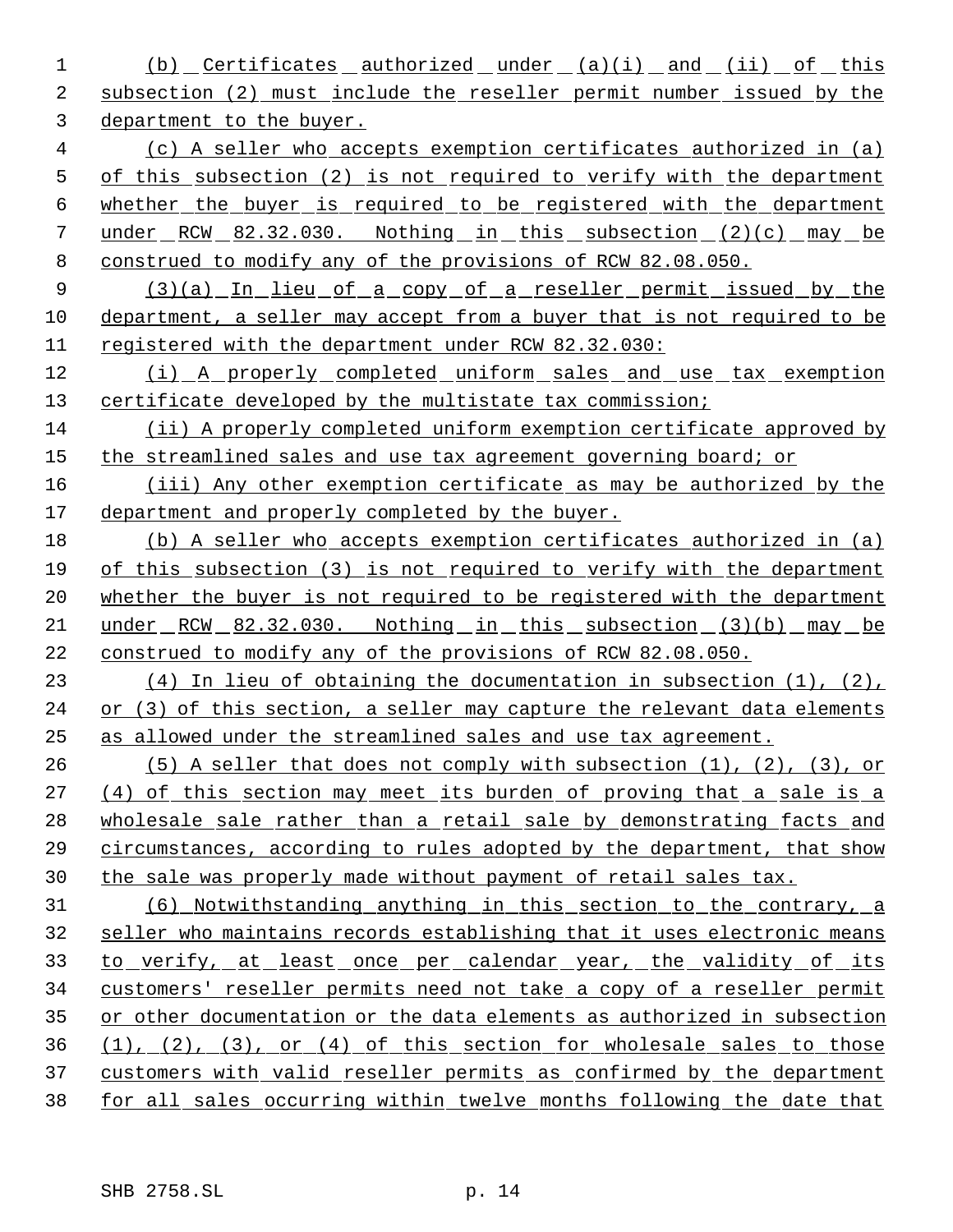(b) Certificates authorized under (a)(i) and (ii) of this subsection (2) must include the reseller permit number issued by the department to the buyer.

(c) A seller who accepts exemption certificates authorized in (a) of this subsection (2) is not required to verify with the department whether the buyer is required to be registered with the department under RCW 82.32.030. Nothing in this subsection (2)(c) may be construed to modify any of the provisions of RCW 82.08.050.

(3)(a) In lieu of a copy of a reseller permit issued by the department, a seller may accept from a buyer that is not required to be registered with the department under RCW 82.32.030:

(i) A properly completed uniform sales and use tax exemption certificate developed by the multistate tax commission;

(ii) A properly completed uniform exemption certificate approved by the streamlined sales and use tax agreement governing board; or

(iii) Any other exemption certificate as may be authorized by the department and properly completed by the buyer.

(b) A seller who accepts exemption certificates authorized in (a) of this subsection (3) is not required to verify with the department whether the buyer is not required to be registered with the department under RCW 82.32.030. Nothing in this subsection (3)(b) may be construed to modify any of the provisions of RCW 82.08.050.

(4) In lieu of obtaining the documentation in subsection (1), (2), or (3) of this section, a seller may capture the relevant data elements as allowed under the streamlined sales and use tax agreement.

(5) A seller that does not comply with subsection (1), (2), (3), or (4) of this section may meet its burden of proving that a sale is a wholesale sale rather than a retail sale by demonstrating facts and circumstances, according to rules adopted by the department, that show the sale was properly made without payment of retail sales tax.

(6) Notwithstanding anything in this section to the contrary, a seller who maintains records establishing that it uses electronic means to verify, at least once per calendar year, the validity of its customers' reseller permits need not take a copy of a reseller permit or other documentation or the data elements as authorized in subsection (1), (2), (3), or (4) of this section for wholesale sales to those customers with valid reseller permits as confirmed by the department for all sales occurring within twelve months following the date that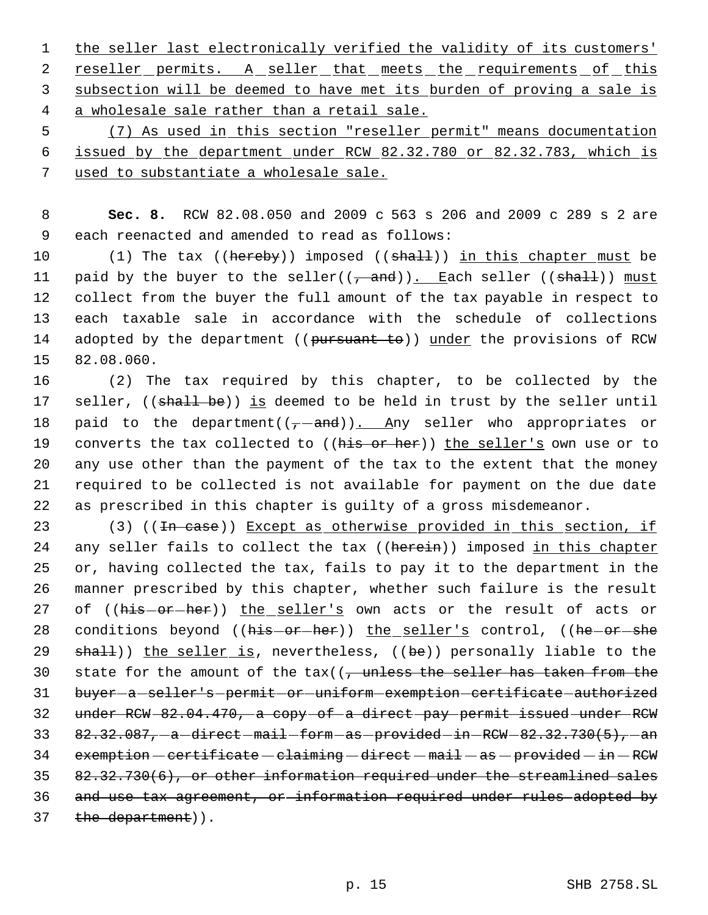the seller last electronically verified the validity of its customers' reseller permits. A seller that meets the requirements of this subsection will be deemed to have met its burden of proving a sale is a wholesale sale rather than a retail sale.

(7) As used in this section "reseller permit" means documentation issued by the department under RCW 82.32.780 or 82.32.783, which is used to substantiate a wholesale sale.

**Sec. 8.** RCW 82.08.050 and 2009 c 563 s 206 and 2009 c 289 s 2 are each reenacted and amended to read as follows:

(1) The tax ((~~hereby~~)) imposed ((~~shall~~)) in this chapter must be paid by the buyer to the seller((~~, and~~)). Each seller ((~~shall~~)) must collect from the buyer the full amount of the tax payable in respect to each taxable sale in accordance with the schedule of collections adopted by the department ((~~pursuant to~~)) under the provisions of RCW 82.08.060.

(2) The tax required by this chapter, to be collected by the seller, ((~~shall be~~)) is deemed to be held in trust by the seller until paid to the department((~~, and~~)). Any seller who appropriates or converts the tax collected to ((~~his or her~~)) the seller's own use or to any use other than the payment of the tax to the extent that the money required to be collected is not available for payment on the due date as prescribed in this chapter is guilty of a gross misdemeanor.

(3) ((~~In case~~)) Except as otherwise provided in this section, if any seller fails to collect the tax ((~~herein~~)) imposed in this chapter or, having collected the tax, fails to pay it to the department in the manner prescribed by this chapter, whether such failure is the result of ((~~his or her~~)) the seller's own acts or the result of acts or conditions beyond ((~~his or her~~)) the seller's control, ((~~he or she shall~~)) the seller is, nevertheless, ((~~be~~)) personally liable to the state for the amount of the tax((~~, unless the seller has taken from the buyer a seller's permit or uniform exemption certificate authorized under RCW 82.04.470, a copy of a direct pay permit issued under RCW 82.32.087, a direct mail form as provided in RCW 82.32.730(5), an exemption certificate claiming direct mail as provided in RCW 82.32.730(6), or other information required under the streamlined sales and use tax agreement, or information required under rules adopted by the department~~)).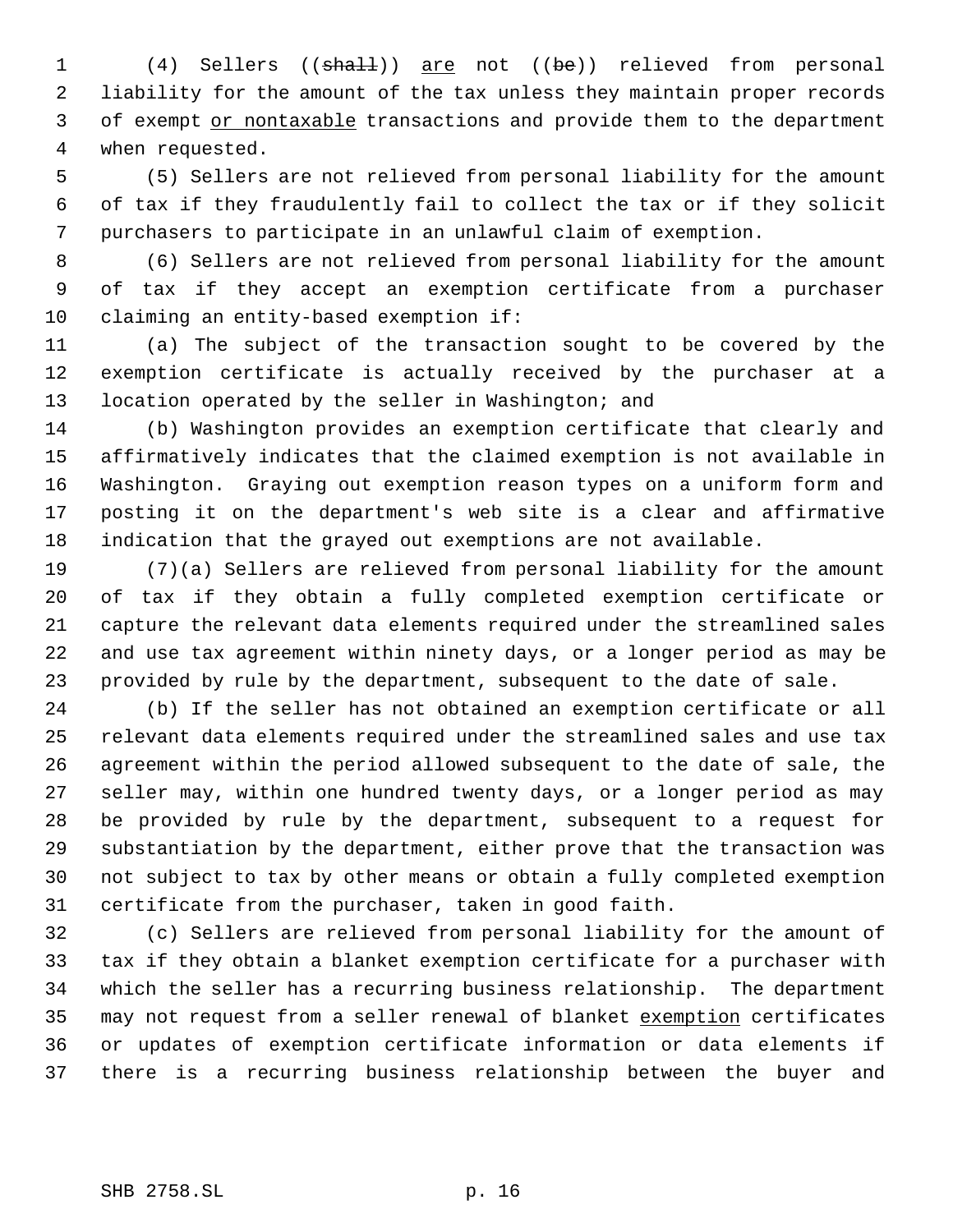(4) Sellers ((~~shall~~)) are not ((~~be~~)) relieved from personal liability for the amount of the tax unless they maintain proper records of exempt or nontaxable transactions and provide them to the department when requested.

(5) Sellers are not relieved from personal liability for the amount of tax if they fraudulently fail to collect the tax or if they solicit purchasers to participate in an unlawful claim of exemption.

(6) Sellers are not relieved from personal liability for the amount of tax if they accept an exemption certificate from a purchaser claiming an entity-based exemption if:

(a) The subject of the transaction sought to be covered by the exemption certificate is actually received by the purchaser at a location operated by the seller in Washington; and

(b) Washington provides an exemption certificate that clearly and affirmatively indicates that the claimed exemption is not available in Washington. Graying out exemption reason types on a uniform form and posting it on the department's web site is a clear and affirmative indication that the grayed out exemptions are not available.

(7)(a) Sellers are relieved from personal liability for the amount of tax if they obtain a fully completed exemption certificate or capture the relevant data elements required under the streamlined sales and use tax agreement within ninety days, or a longer period as may be provided by rule by the department, subsequent to the date of sale.

(b) If the seller has not obtained an exemption certificate or all relevant data elements required under the streamlined sales and use tax agreement within the period allowed subsequent to the date of sale, the seller may, within one hundred twenty days, or a longer period as may be provided by rule by the department, subsequent to a request for substantiation by the department, either prove that the transaction was not subject to tax by other means or obtain a fully completed exemption certificate from the purchaser, taken in good faith.

(c) Sellers are relieved from personal liability for the amount of tax if they obtain a blanket exemption certificate for a purchaser with which the seller has a recurring business relationship. The department may not request from a seller renewal of blanket exemption certificates or updates of exemption certificate information or data elements if there is a recurring business relationship between the buyer and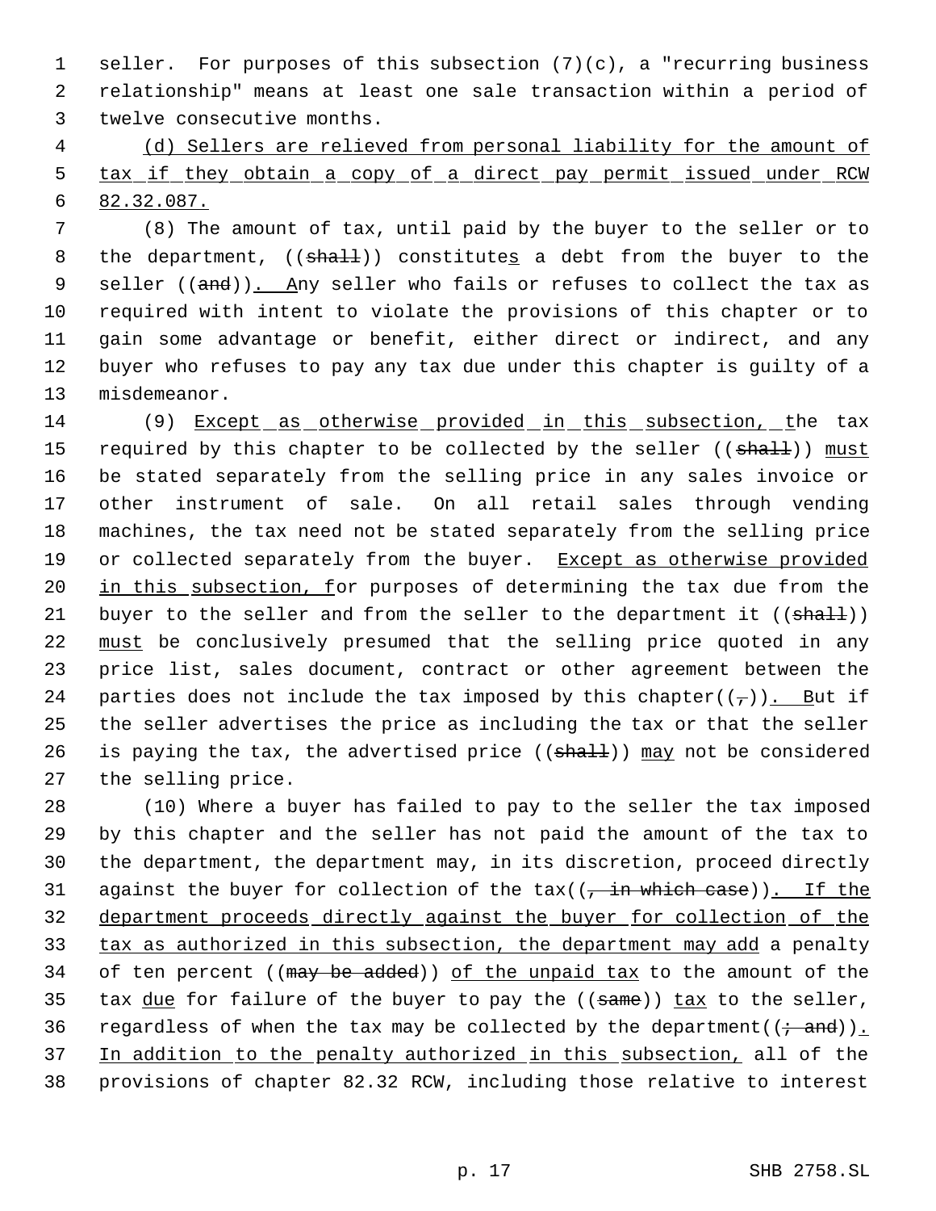seller. For purposes of this subsection (7)(c), a "recurring business relationship" means at least one sale transaction within a period of twelve consecutive months.

(d) Sellers are relieved from personal liability for the amount of tax if they obtain a copy of a direct pay permit issued under RCW 82.32.087.

(8) The amount of tax, until paid by the buyer to the seller or to the department, ((shall)) constitutes a debt from the buyer to the seller ((and)). Any seller who fails or refuses to collect the tax as required with intent to violate the provisions of this chapter or to gain some advantage or benefit, either direct or indirect, and any buyer who refuses to pay any tax due under this chapter is guilty of a misdemeanor.

(9) Except as otherwise provided in this subsection, the tax required by this chapter to be collected by the seller ((shall)) must be stated separately from the selling price in any sales invoice or other instrument of sale. On all retail sales through vending machines, the tax need not be stated separately from the selling price or collected separately from the buyer. Except as otherwise provided in this subsection, for purposes of determining the tax due from the buyer to the seller and from the seller to the department it ((shall)) must be conclusively presumed that the selling price quoted in any price list, sales document, contract or other agreement between the parties does not include the tax imposed by this chapter((,)). But if the seller advertises the price as including the tax or that the seller is paying the tax, the advertised price ((shall)) may not be considered the selling price.

(10) Where a buyer has failed to pay to the seller the tax imposed by this chapter and the seller has not paid the amount of the tax to the department, the department may, in its discretion, proceed directly against the buyer for collection of the tax((, in which case)). If the department proceeds directly against the buyer for collection of the tax as authorized in this subsection, the department may add a penalty of ten percent ((may be added)) of the unpaid tax to the amount of the tax due for failure of the buyer to pay the ((same)) tax to the seller, regardless of when the tax may be collected by the department((; and)). In addition to the penalty authorized in this subsection, all of the provisions of chapter 82.32 RCW, including those relative to interest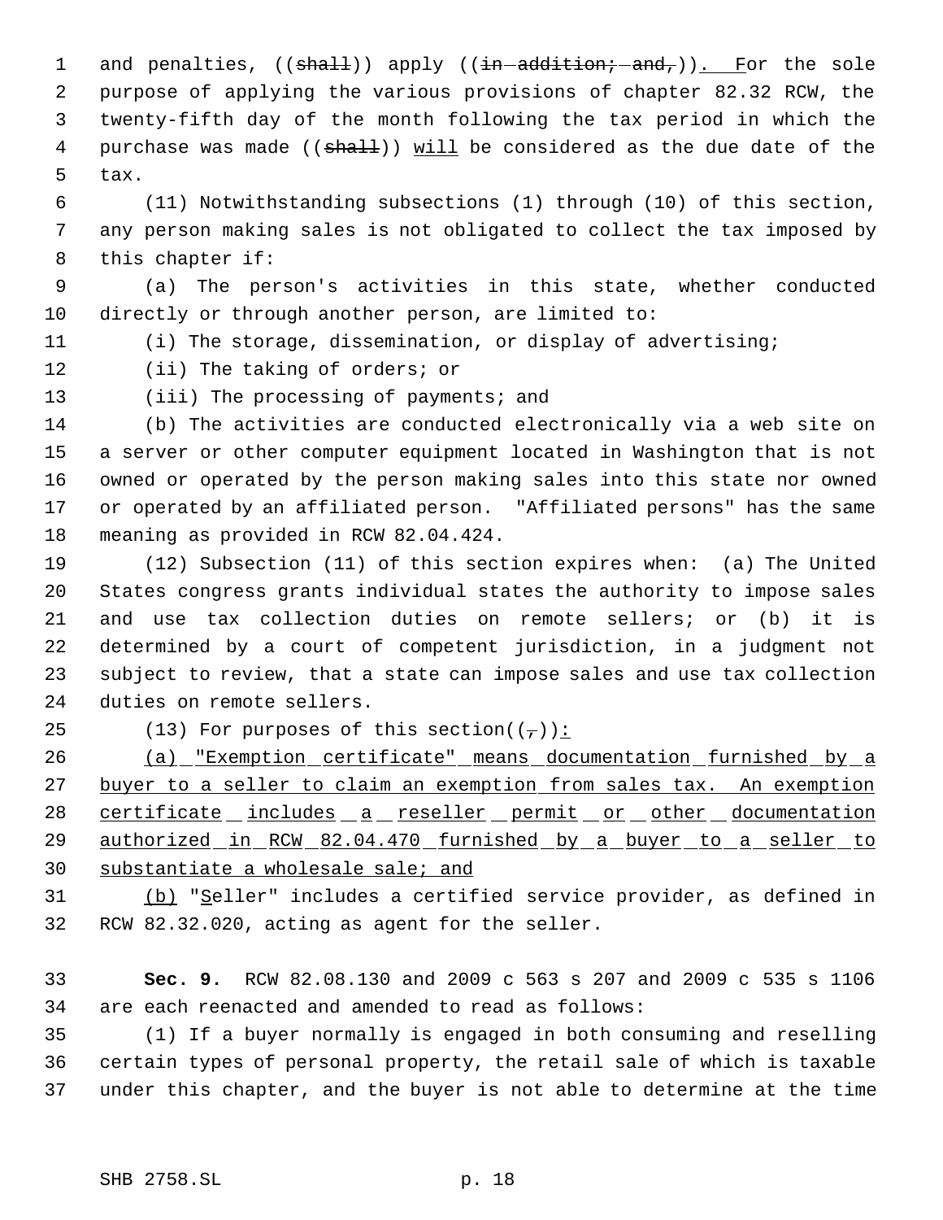and penalties, ((~~shall~~)) apply ((~~in addition; and,~~)). For the sole purpose of applying the various provisions of chapter 82.32 RCW, the twenty-fifth day of the month following the tax period in which the purchase was made ((~~shall~~)) will be considered as the due date of the tax.

(11) Notwithstanding subsections (1) through (10) of this section, any person making sales is not obligated to collect the tax imposed by this chapter if:

(a) The person's activities in this state, whether conducted directly or through another person, are limited to:

(i) The storage, dissemination, or display of advertising;

(ii) The taking of orders; or

(iii) The processing of payments; and

(b) The activities are conducted electronically via a web site on a server or other computer equipment located in Washington that is not owned or operated by the person making sales into this state nor owned or operated by an affiliated person. "Affiliated persons" has the same meaning as provided in RCW 82.04.424.

(12) Subsection (11) of this section expires when: (a) The United States congress grants individual states the authority to impose sales and use tax collection duties on remote sellers; or (b) it is determined by a court of competent jurisdiction, in a judgment not subject to review, that a state can impose sales and use tax collection duties on remote sellers.

(13) For purposes of this section((~~,~~)):

(a) "Exemption certificate" means documentation furnished by a buyer to a seller to claim an exemption from sales tax. An exemption certificate includes a reseller permit or other documentation authorized in RCW 82.04.470 furnished by a buyer to a seller to substantiate a wholesale sale; and

(b) "Seller" includes a certified service provider, as defined in RCW 82.32.020, acting as agent for the seller.

**Sec. 9.** RCW 82.08.130 and 2009 c 563 s 207 and 2009 c 535 s 1106 are each reenacted and amended to read as follows:

(1) If a buyer normally is engaged in both consuming and reselling certain types of personal property, the retail sale of which is taxable under this chapter, and the buyer is not able to determine at the time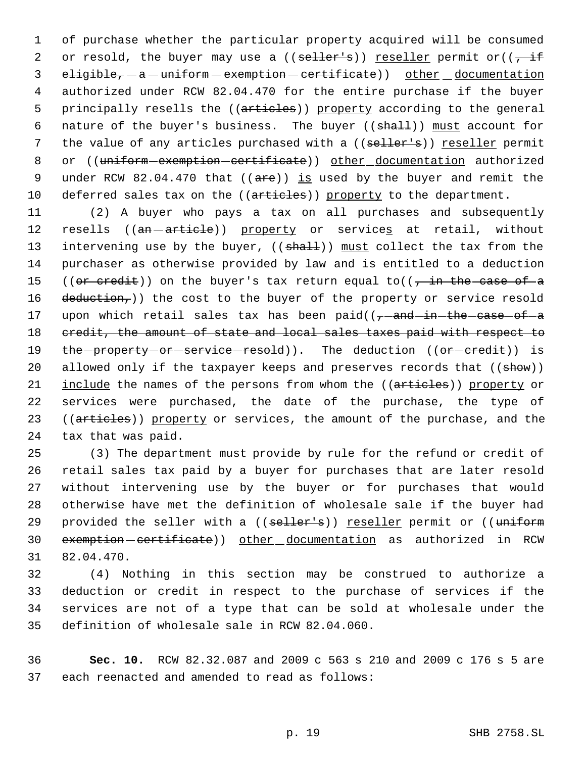of purchase whether the particular property acquired will be consumed or resold, the buyer may use a ((~~seller's~~)) <u>reseller</u> permit or((~~, if eligible, a uniform exemption certificate~~)) <u>other documentation</u> authorized under RCW 82.04.470 for the entire purchase if the buyer principally resells the ((~~articles~~)) <u>property</u> according to the general nature of the buyer's business. The buyer ((~~shall~~)) <u>must</u> account for the value of any articles purchased with a ((~~seller's~~)) <u>reseller</u> permit or ((~~uniform exemption certificate~~)) <u>other documentation</u> authorized under RCW 82.04.470 that ((~~are~~)) <u>is</u> used by the buyer and remit the deferred sales tax on the ((~~articles~~)) <u>property</u> to the department.

(2) A buyer who pays a tax on all purchases and subsequently resells ((~~an article~~)) <u>property</u> or service<u>s</u> at retail, without intervening use by the buyer, ((~~shall~~)) <u>must</u> collect the tax from the purchaser as otherwise provided by law and is entitled to a deduction ((~~or credit~~)) on the buyer's tax return equal to((~~, in the case of a deduction,~~)) the cost to the buyer of the property or service resold upon which retail sales tax has been paid((~~, and in the case of a credit, the amount of state and local sales taxes paid with respect to the property or service resold~~)). The deduction ((~~or credit~~)) is allowed only if the taxpayer keeps and preserves records that ((~~show~~)) <u>include</u> the names of the persons from whom the ((~~articles~~)) <u>property</u> or services were purchased, the date of the purchase, the type of ((~~articles~~)) <u>property</u> or services, the amount of the purchase, and the tax that was paid.

(3) The department must provide by rule for the refund or credit of retail sales tax paid by a buyer for purchases that are later resold without intervening use by the buyer or for purchases that would otherwise have met the definition of wholesale sale if the buyer had provided the seller with a ((~~seller's~~)) <u>reseller</u> permit or ((~~uniform exemption certificate~~)) <u>other documentation</u> as authorized in RCW 82.04.470.

(4) Nothing in this section may be construed to authorize a deduction or credit in respect to the purchase of services if the services are not of a type that can be sold at wholesale under the definition of wholesale sale in RCW 82.04.060.

**Sec. 10.** RCW 82.32.087 and 2009 c 563 s 210 and 2009 c 176 s 5 are each reenacted and amended to read as follows: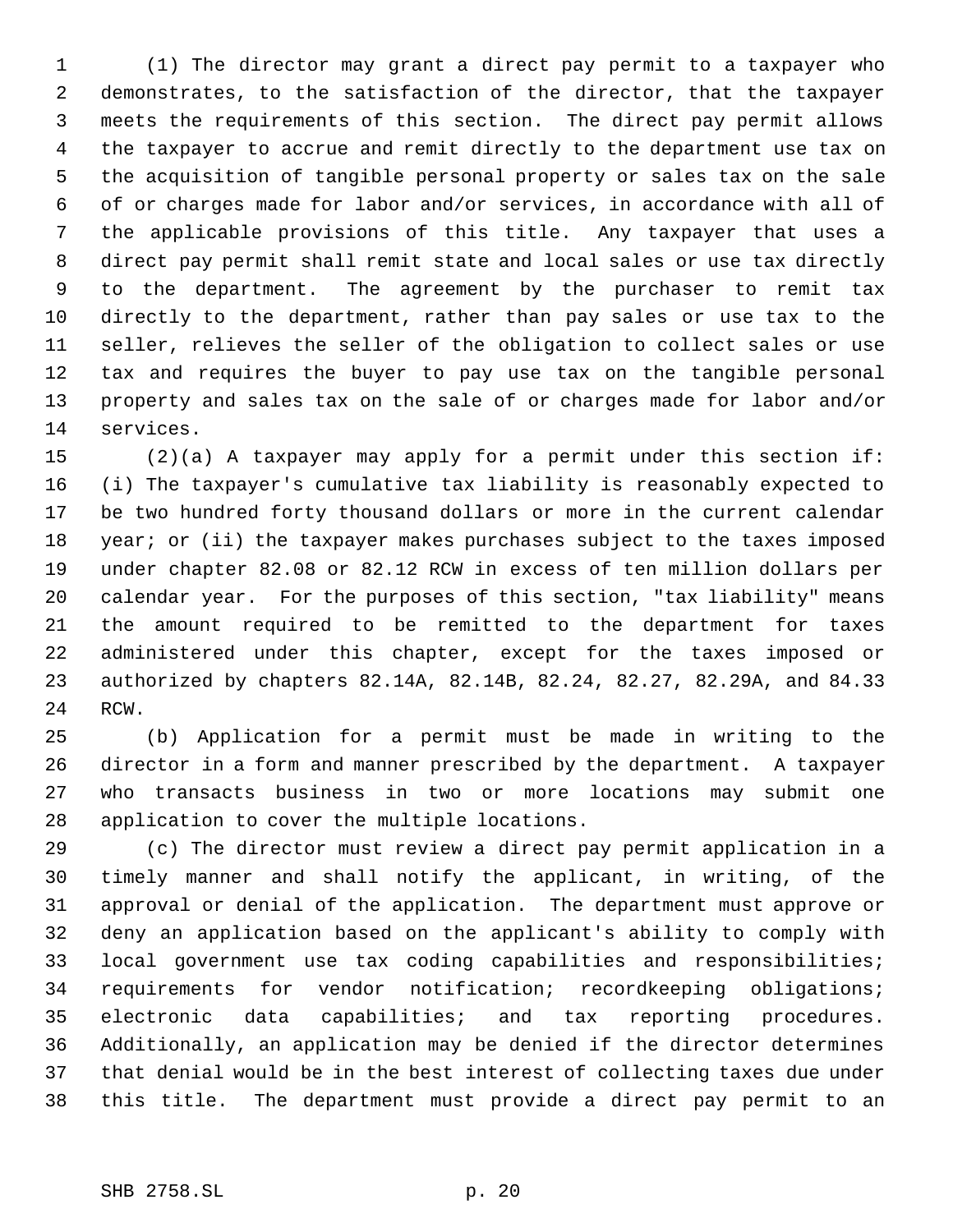(1) The director may grant a direct pay permit to a taxpayer who demonstrates, to the satisfaction of the director, that the taxpayer meets the requirements of this section. The direct pay permit allows the taxpayer to accrue and remit directly to the department use tax on the acquisition of tangible personal property or sales tax on the sale of or charges made for labor and/or services, in accordance with all of the applicable provisions of this title. Any taxpayer that uses a direct pay permit shall remit state and local sales or use tax directly to the department. The agreement by the purchaser to remit tax directly to the department, rather than pay sales or use tax to the seller, relieves the seller of the obligation to collect sales or use tax and requires the buyer to pay use tax on the tangible personal property and sales tax on the sale of or charges made for labor and/or services.

(2)(a) A taxpayer may apply for a permit under this section if: (i) The taxpayer's cumulative tax liability is reasonably expected to be two hundred forty thousand dollars or more in the current calendar year; or (ii) the taxpayer makes purchases subject to the taxes imposed under chapter 82.08 or 82.12 RCW in excess of ten million dollars per calendar year. For the purposes of this section, "tax liability" means the amount required to be remitted to the department for taxes administered under this chapter, except for the taxes imposed or authorized by chapters 82.14A, 82.14B, 82.24, 82.27, 82.29A, and 84.33 RCW.

(b) Application for a permit must be made in writing to the director in a form and manner prescribed by the department. A taxpayer who transacts business in two or more locations may submit one application to cover the multiple locations.

(c) The director must review a direct pay permit application in a timely manner and shall notify the applicant, in writing, of the approval or denial of the application. The department must approve or deny an application based on the applicant's ability to comply with local government use tax coding capabilities and responsibilities; requirements for vendor notification; recordkeeping obligations; electronic data capabilities; and tax reporting procedures. Additionally, an application may be denied if the director determines that denial would be in the best interest of collecting taxes due under this title. The department must provide a direct pay permit to an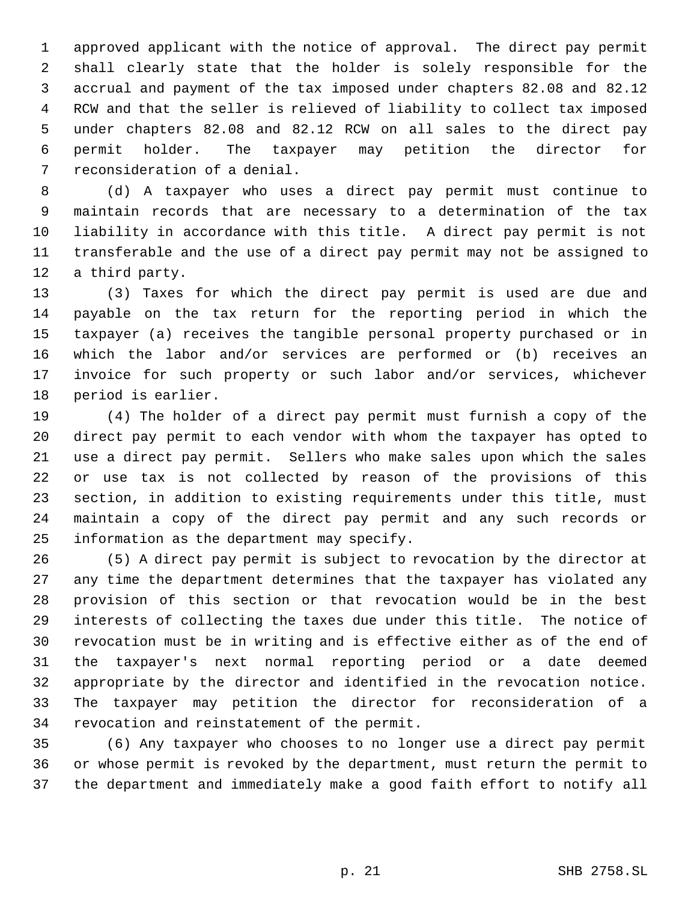approved applicant with the notice of approval. The direct pay permit shall clearly state that the holder is solely responsible for the accrual and payment of the tax imposed under chapters 82.08 and 82.12 RCW and that the seller is relieved of liability to collect tax imposed under chapters 82.08 and 82.12 RCW on all sales to the direct pay permit holder. The taxpayer may petition the director for reconsideration of a denial.

(d) A taxpayer who uses a direct pay permit must continue to maintain records that are necessary to a determination of the tax liability in accordance with this title. A direct pay permit is not transferable and the use of a direct pay permit may not be assigned to a third party.

(3) Taxes for which the direct pay permit is used are due and payable on the tax return for the reporting period in which the taxpayer (a) receives the tangible personal property purchased or in which the labor and/or services are performed or (b) receives an invoice for such property or such labor and/or services, whichever period is earlier.

(4) The holder of a direct pay permit must furnish a copy of the direct pay permit to each vendor with whom the taxpayer has opted to use a direct pay permit. Sellers who make sales upon which the sales or use tax is not collected by reason of the provisions of this section, in addition to existing requirements under this title, must maintain a copy of the direct pay permit and any such records or information as the department may specify.

(5) A direct pay permit is subject to revocation by the director at any time the department determines that the taxpayer has violated any provision of this section or that revocation would be in the best interests of collecting the taxes due under this title. The notice of revocation must be in writing and is effective either as of the end of the taxpayer's next normal reporting period or a date deemed appropriate by the director and identified in the revocation notice. The taxpayer may petition the director for reconsideration of a revocation and reinstatement of the permit.

(6) Any taxpayer who chooses to no longer use a direct pay permit or whose permit is revoked by the department, must return the permit to the department and immediately make a good faith effort to notify all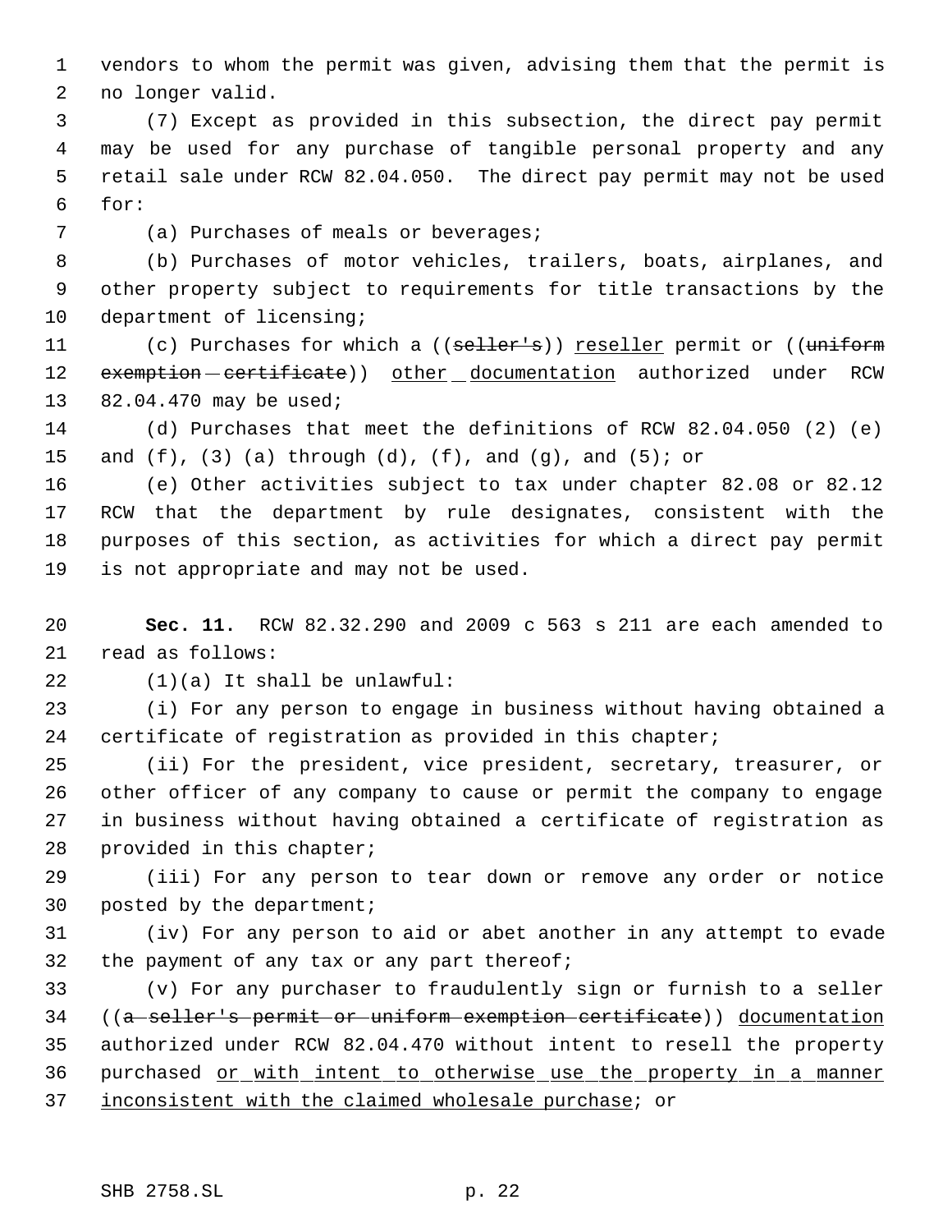vendors to whom the permit was given, advising them that the permit is no longer valid.

(7) Except as provided in this subsection, the direct pay permit may be used for any purchase of tangible personal property and any retail sale under RCW 82.04.050. The direct pay permit may not be used for:

(a) Purchases of meals or beverages;

(b) Purchases of motor vehicles, trailers, boats, airplanes, and other property subject to requirements for title transactions by the department of licensing;

(c) Purchases for which a ((~~seller's~~)) reseller permit or ((~~uniform exemption certificate~~)) other documentation authorized under RCW 82.04.470 may be used;

(d) Purchases that meet the definitions of RCW 82.04.050 (2) (e) and (f), (3) (a) through (d), (f), and (g), and (5); or

(e) Other activities subject to tax under chapter 82.08 or 82.12 RCW that the department by rule designates, consistent with the purposes of this section, as activities for which a direct pay permit is not appropriate and may not be used.

**Sec. 11.** RCW 82.32.290 and 2009 c 563 s 211 are each amended to read as follows:

(1)(a) It shall be unlawful:

(i) For any person to engage in business without having obtained a certificate of registration as provided in this chapter;

(ii) For the president, vice president, secretary, treasurer, or other officer of any company to cause or permit the company to engage in business without having obtained a certificate of registration as provided in this chapter;

(iii) For any person to tear down or remove any order or notice posted by the department;

(iv) For any person to aid or abet another in any attempt to evade the payment of any tax or any part thereof;

(v) For any purchaser to fraudulently sign or furnish to a seller ((~~a seller's permit or uniform exemption certificate~~)) documentation authorized under RCW 82.04.470 without intent to resell the property purchased or with intent to otherwise use the property in a manner inconsistent with the claimed wholesale purchase; or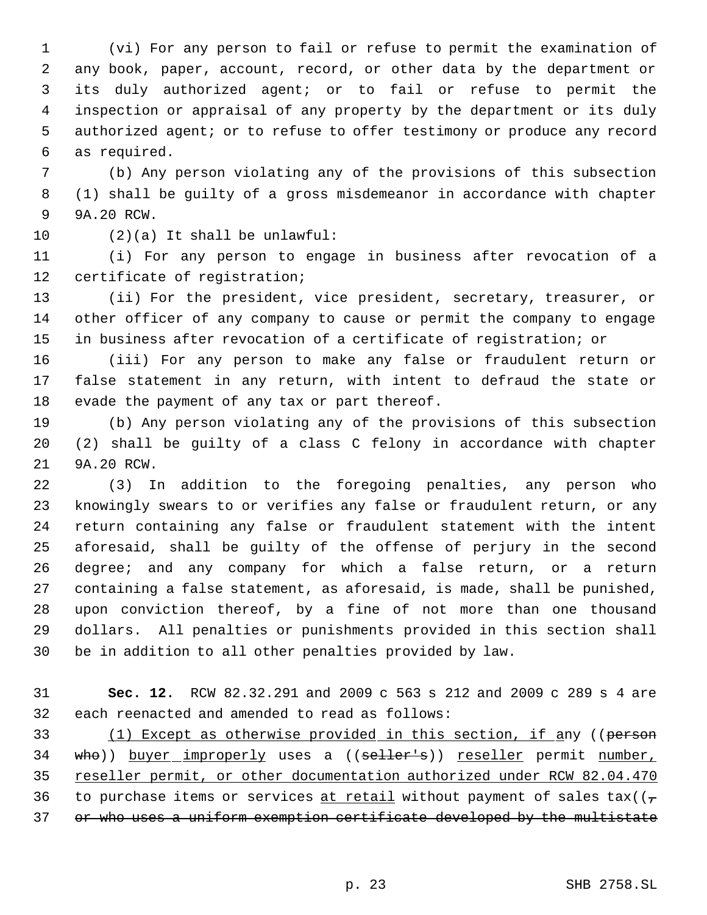(vi) For any person to fail or refuse to permit the examination of any book, paper, account, record, or other data by the department or its duly authorized agent; or to fail or refuse to permit the inspection or appraisal of any property by the department or its duly authorized agent; or to refuse to offer testimony or produce any record as required.

(b) Any person violating any of the provisions of this subsection (1) shall be guilty of a gross misdemeanor in accordance with chapter 9A.20 RCW.

(2)(a) It shall be unlawful:

(i) For any person to engage in business after revocation of a certificate of registration;

(ii) For the president, vice president, secretary, treasurer, or other officer of any company to cause or permit the company to engage in business after revocation of a certificate of registration; or

(iii) For any person to make any false or fraudulent return or false statement in any return, with intent to defraud the state or evade the payment of any tax or part thereof.

(b) Any person violating any of the provisions of this subsection (2) shall be guilty of a class C felony in accordance with chapter 9A.20 RCW.

(3) In addition to the foregoing penalties, any person who knowingly swears to or verifies any false or fraudulent return, or any return containing any false or fraudulent statement with the intent aforesaid, shall be guilty of the offense of perjury in the second degree; and any company for which a false return, or a return containing a false statement, as aforesaid, is made, shall be punished, upon conviction thereof, by a fine of not more than one thousand dollars. All penalties or punishments provided in this section shall be in addition to all other penalties provided by law.

**Sec. 12.** RCW 82.32.291 and 2009 c 563 s 212 and 2009 c 289 s 4 are each reenacted and amended to read as follows:

(1) Except as otherwise provided in this section, if any ((~~person who~~)) buyer improperly uses a ((~~seller's~~)) reseller permit number, reseller permit, or other documentation authorized under RCW 82.04.470 to purchase items or services at retail without payment of sales tax((~~, or who uses a uniform exemption certificate developed by the multistate~~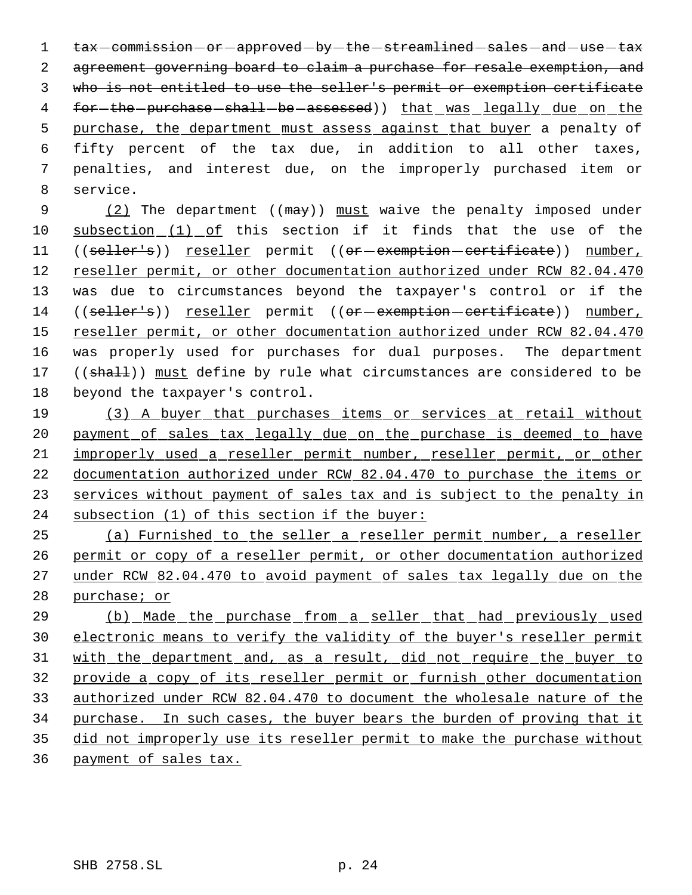tax commission or approved by the streamlined sales and use tax agreement governing board to claim a purchase for resale exemption, and who is not entitled to use the seller's permit or exemption certificate for the purchase shall be assessed)) that was legally due on the purchase, the department must assess against that buyer a penalty of fifty percent of the tax due, in addition to all other taxes, penalties, and interest due, on the improperly purchased item or service.

(2) The department ((may)) must waive the penalty imposed under subsection (1) of this section if it finds that the use of the ((seller's)) reseller permit ((or exemption certificate)) number, reseller permit, or other documentation authorized under RCW 82.04.470 was due to circumstances beyond the taxpayer's control or if the ((seller's)) reseller permit ((or exemption certificate)) number, reseller permit, or other documentation authorized under RCW 82.04.470 was properly used for purchases for dual purposes. The department ((shall)) must define by rule what circumstances are considered to be beyond the taxpayer's control.

(3) A buyer that purchases items or services at retail without payment of sales tax legally due on the purchase is deemed to have improperly used a reseller permit number, reseller permit, or other documentation authorized under RCW 82.04.470 to purchase the items or services without payment of sales tax and is subject to the penalty in subsection (1) of this section if the buyer:

(a) Furnished to the seller a reseller permit number, a reseller permit or copy of a reseller permit, or other documentation authorized under RCW 82.04.470 to avoid payment of sales tax legally due on the purchase; or

(b) Made the purchase from a seller that had previously used electronic means to verify the validity of the buyer's reseller permit with the department and, as a result, did not require the buyer to provide a copy of its reseller permit or furnish other documentation authorized under RCW 82.04.470 to document the wholesale nature of the purchase. In such cases, the buyer bears the burden of proving that it did not improperly use its reseller permit to make the purchase without payment of sales tax.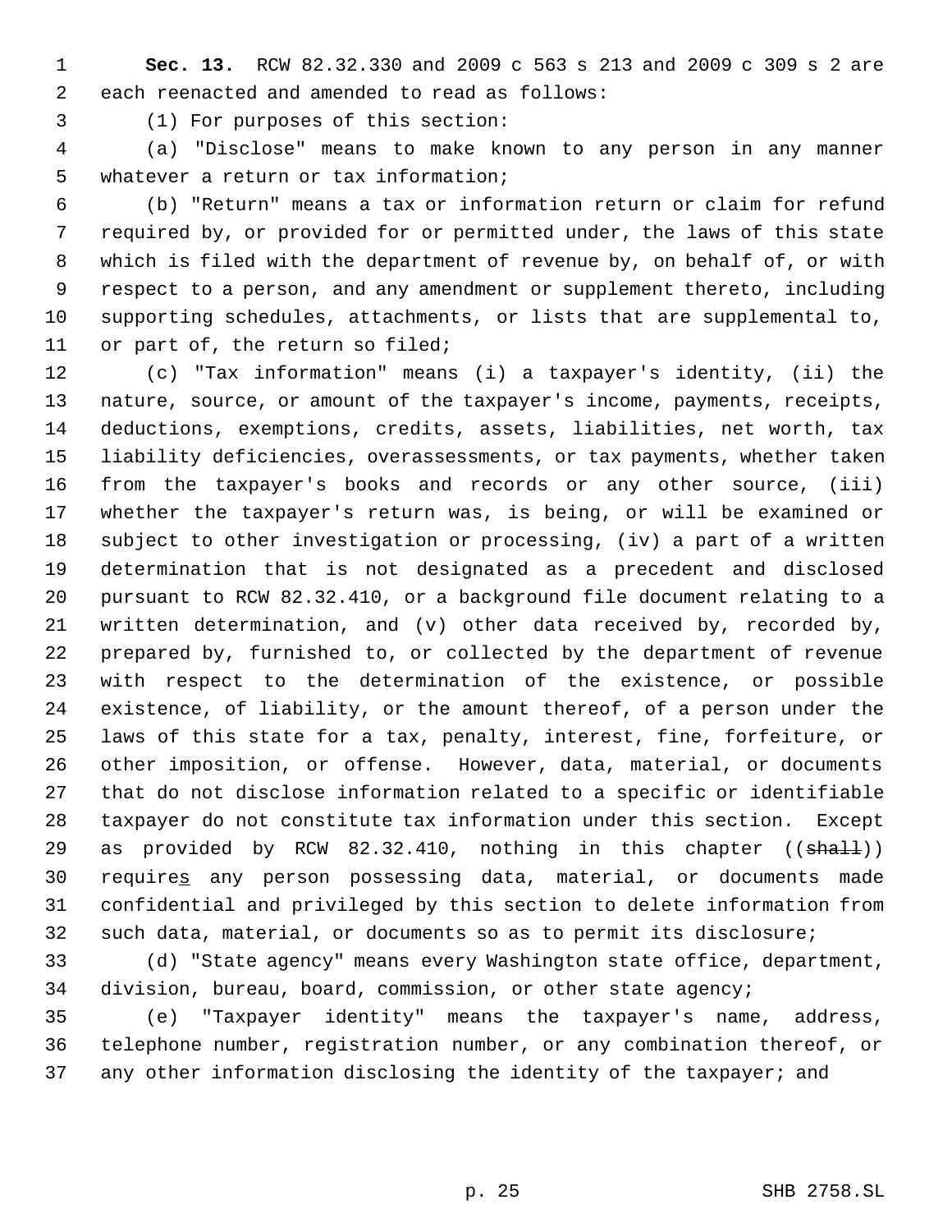**Sec. 13.** RCW 82.32.330 and 2009 c 563 s 213 and 2009 c 309 s 2 are each reenacted and amended to read as follows:

(1) For purposes of this section:

(a) "Disclose" means to make known to any person in any manner whatever a return or tax information;

(b) "Return" means a tax or information return or claim for refund required by, or provided for or permitted under, the laws of this state which is filed with the department of revenue by, on behalf of, or with respect to a person, and any amendment or supplement thereto, including supporting schedules, attachments, or lists that are supplemental to, or part of, the return so filed;

(c) "Tax information" means (i) a taxpayer's identity, (ii) the nature, source, or amount of the taxpayer's income, payments, receipts, deductions, exemptions, credits, assets, liabilities, net worth, tax liability deficiencies, overassessments, or tax payments, whether taken from the taxpayer's books and records or any other source, (iii) whether the taxpayer's return was, is being, or will be examined or subject to other investigation or processing, (iv) a part of a written determination that is not designated as a precedent and disclosed pursuant to RCW 82.32.410, or a background file document relating to a written determination, and (v) other data received by, recorded by, prepared by, furnished to, or collected by the department of revenue with respect to the determination of the existence, or possible existence, of liability, or the amount thereof, of a person under the laws of this state for a tax, penalty, interest, fine, forfeiture, or other imposition, or offense. However, data, material, or documents that do not disclose information related to a specific or identifiable taxpayer do not constitute tax information under this section. Except as provided by RCW 82.32.410, nothing in this chapter ((~~shall~~)) require<u>s</u> any person possessing data, material, or documents made confidential and privileged by this section to delete information from such data, material, or documents so as to permit its disclosure;

(d) "State agency" means every Washington state office, department, division, bureau, board, commission, or other state agency;

(e) "Taxpayer identity" means the taxpayer's name, address, telephone number, registration number, or any combination thereof, or any other information disclosing the identity of the taxpayer; and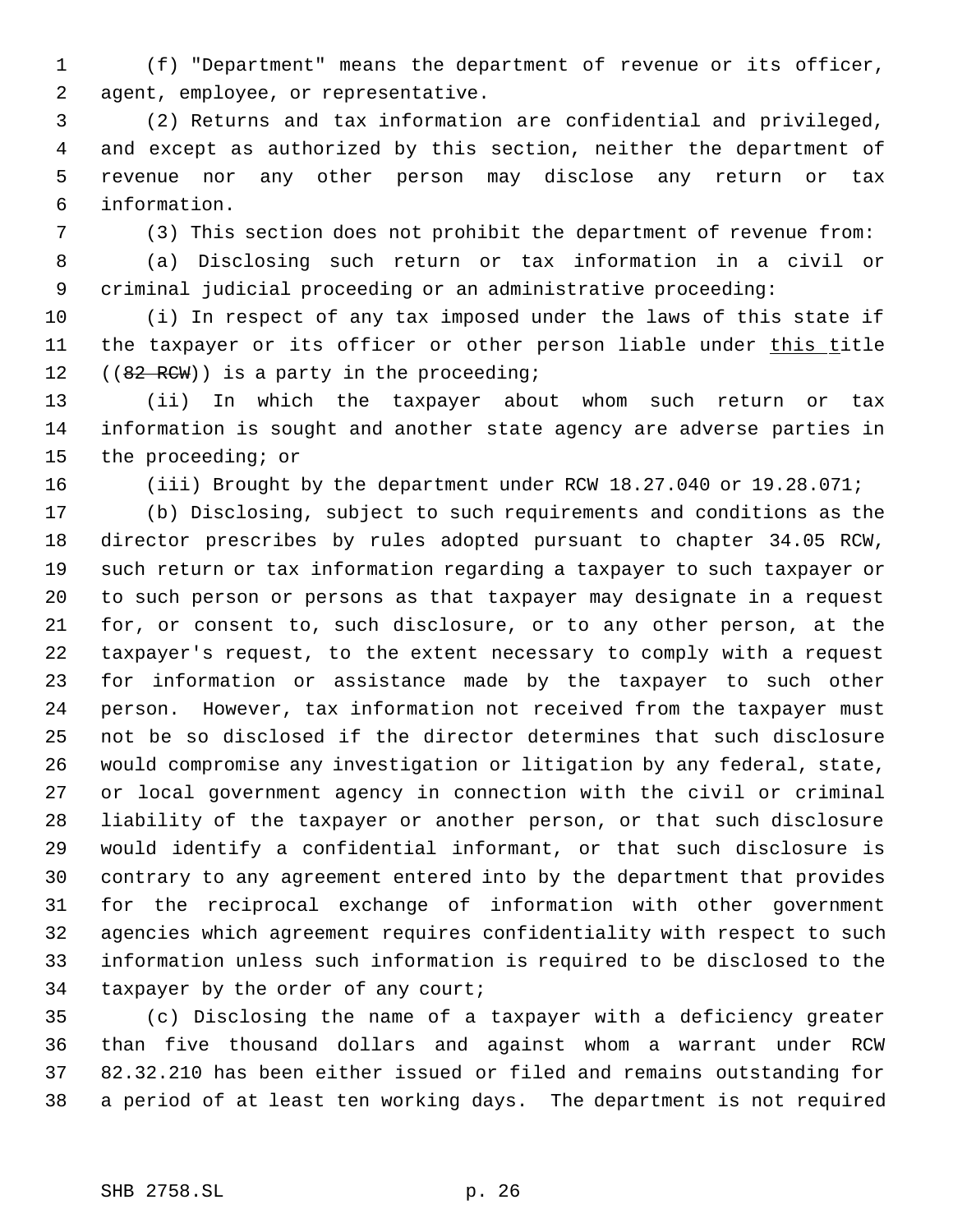(f) "Department" means the department of revenue or its officer, agent, employee, or representative.

(2) Returns and tax information are confidential and privileged, and except as authorized by this section, neither the department of revenue nor any other person may disclose any return or tax information.

(3) This section does not prohibit the department of revenue from:

(a) Disclosing such return or tax information in a civil or criminal judicial proceeding or an administrative proceeding:

(i) In respect of any tax imposed under the laws of this state if the taxpayer or its officer or other person liable under this title ((~~82 RCW~~)) is a party in the proceeding;

(ii) In which the taxpayer about whom such return or tax information is sought and another state agency are adverse parties in the proceeding; or

(iii) Brought by the department under RCW 18.27.040 or 19.28.071;

(b) Disclosing, subject to such requirements and conditions as the director prescribes by rules adopted pursuant to chapter 34.05 RCW, such return or tax information regarding a taxpayer to such taxpayer or to such person or persons as that taxpayer may designate in a request for, or consent to, such disclosure, or to any other person, at the taxpayer's request, to the extent necessary to comply with a request for information or assistance made by the taxpayer to such other person. However, tax information not received from the taxpayer must not be so disclosed if the director determines that such disclosure would compromise any investigation or litigation by any federal, state, or local government agency in connection with the civil or criminal liability of the taxpayer or another person, or that such disclosure would identify a confidential informant, or that such disclosure is contrary to any agreement entered into by the department that provides for the reciprocal exchange of information with other government agencies which agreement requires confidentiality with respect to such information unless such information is required to be disclosed to the taxpayer by the order of any court;

(c) Disclosing the name of a taxpayer with a deficiency greater than five thousand dollars and against whom a warrant under RCW 82.32.210 has been either issued or filed and remains outstanding for a period of at least ten working days. The department is not required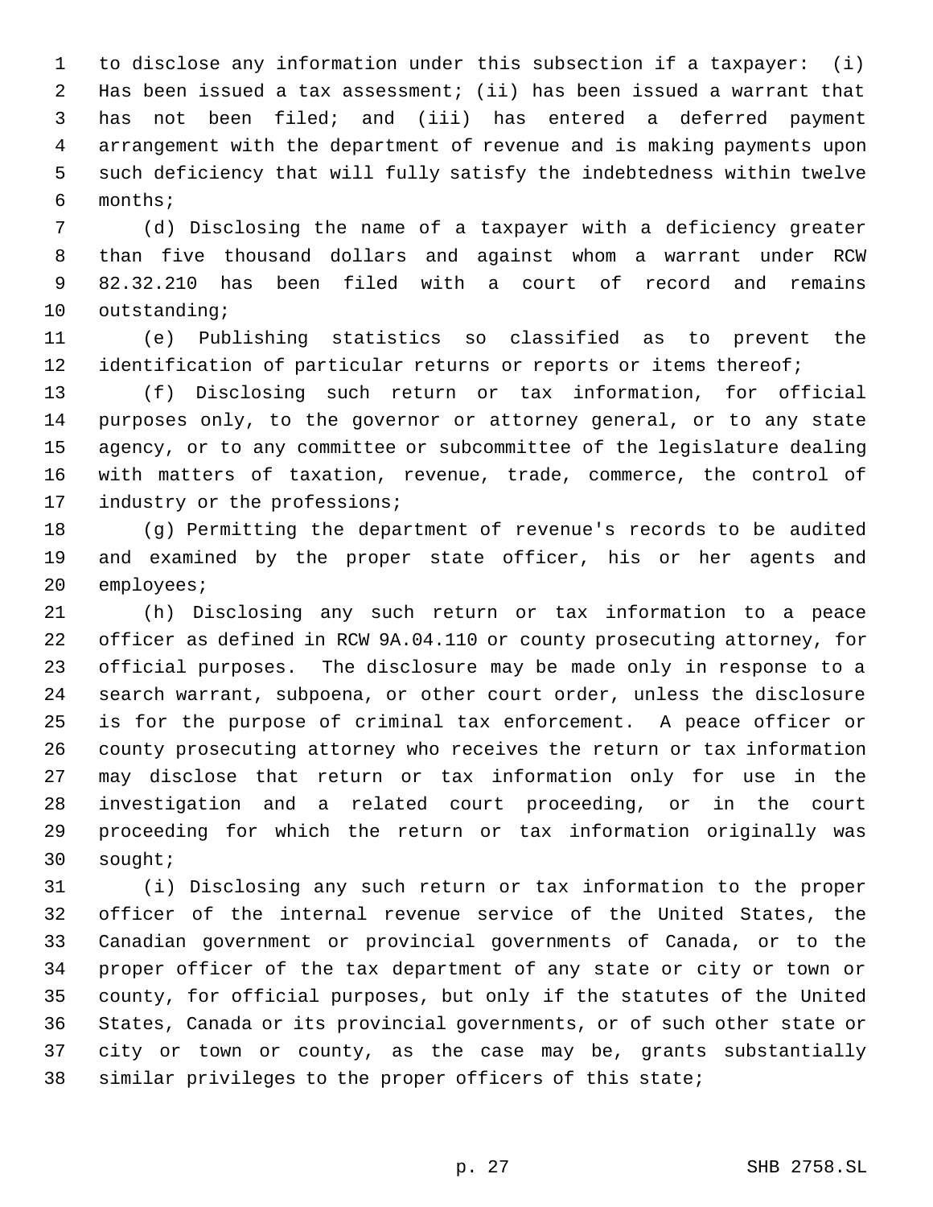to disclose any information under this subsection if a taxpayer: (i) Has been issued a tax assessment; (ii) has been issued a warrant that has not been filed; and (iii) has entered a deferred payment arrangement with the department of revenue and is making payments upon such deficiency that will fully satisfy the indebtedness within twelve months;

(d) Disclosing the name of a taxpayer with a deficiency greater than five thousand dollars and against whom a warrant under RCW 82.32.210 has been filed with a court of record and remains outstanding;

(e) Publishing statistics so classified as to prevent the identification of particular returns or reports or items thereof;

(f) Disclosing such return or tax information, for official purposes only, to the governor or attorney general, or to any state agency, or to any committee or subcommittee of the legislature dealing with matters of taxation, revenue, trade, commerce, the control of industry or the professions;

(g) Permitting the department of revenue's records to be audited and examined by the proper state officer, his or her agents and employees;

(h) Disclosing any such return or tax information to a peace officer as defined in RCW 9A.04.110 or county prosecuting attorney, for official purposes. The disclosure may be made only in response to a search warrant, subpoena, or other court order, unless the disclosure is for the purpose of criminal tax enforcement. A peace officer or county prosecuting attorney who receives the return or tax information may disclose that return or tax information only for use in the investigation and a related court proceeding, or in the court proceeding for which the return or tax information originally was sought;

(i) Disclosing any such return or tax information to the proper officer of the internal revenue service of the United States, the Canadian government or provincial governments of Canada, or to the proper officer of the tax department of any state or city or town or county, for official purposes, but only if the statutes of the United States, Canada or its provincial governments, or of such other state or city or town or county, as the case may be, grants substantially similar privileges to the proper officers of this state;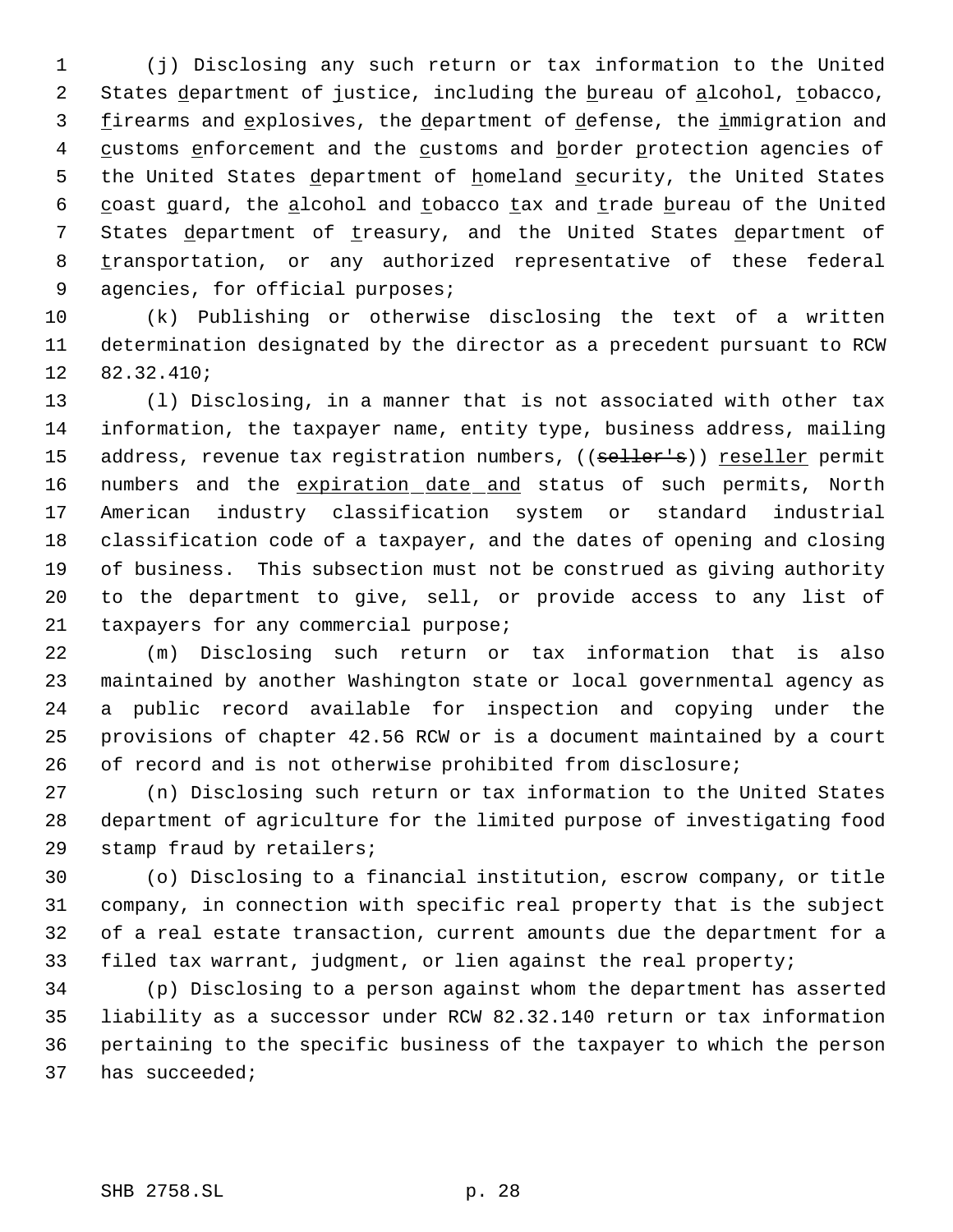(j) Disclosing any such return or tax information to the United States <u>d</u>epartment of <u>j</u>ustice, including the <u>b</u>ureau of <u>a</u>lcohol, <u>t</u>obacco, <u>f</u>irearms and <u>e</u>xplosives, the <u>d</u>epartment of <u>d</u>efense, the <u>i</u>mmigration and <u>c</u>ustoms <u>e</u>nforcement and the <u>c</u>ustoms and <u>b</u>order <u>p</u>rotection agencies of the United States <u>d</u>epartment of <u>h</u>omeland <u>s</u>ecurity, the United States <u>c</u>oast <u>g</u>uard, the <u>a</u>lcohol and <u>t</u>obacco <u>t</u>ax and <u>t</u>rade <u>b</u>ureau of the United States <u>d</u>epartment of <u>t</u>reasury, and the United States <u>d</u>epartment of <u>t</u>ransportation, or any authorized representative of these federal agencies, for official purposes;

(k) Publishing or otherwise disclosing the text of a written determination designated by the director as a precedent pursuant to RCW 82.32.410;

(l) Disclosing, in a manner that is not associated with other tax information, the taxpayer name, entity type, business address, mailing address, revenue tax registration numbers, ((~~seller's~~)) <u>reseller</u> permit numbers and the <u>expiration date and</u> status of such permits, North American industry classification system or standard industrial classification code of a taxpayer, and the dates of opening and closing of business. This subsection must not be construed as giving authority to the department to give, sell, or provide access to any list of taxpayers for any commercial purpose;

(m) Disclosing such return or tax information that is also maintained by another Washington state or local governmental agency as a public record available for inspection and copying under the provisions of chapter 42.56 RCW or is a document maintained by a court of record and is not otherwise prohibited from disclosure;

(n) Disclosing such return or tax information to the United States department of agriculture for the limited purpose of investigating food stamp fraud by retailers;

(o) Disclosing to a financial institution, escrow company, or title company, in connection with specific real property that is the subject of a real estate transaction, current amounts due the department for a filed tax warrant, judgment, or lien against the real property;

(p) Disclosing to a person against whom the department has asserted liability as a successor under RCW 82.32.140 return or tax information pertaining to the specific business of the taxpayer to which the person has succeeded;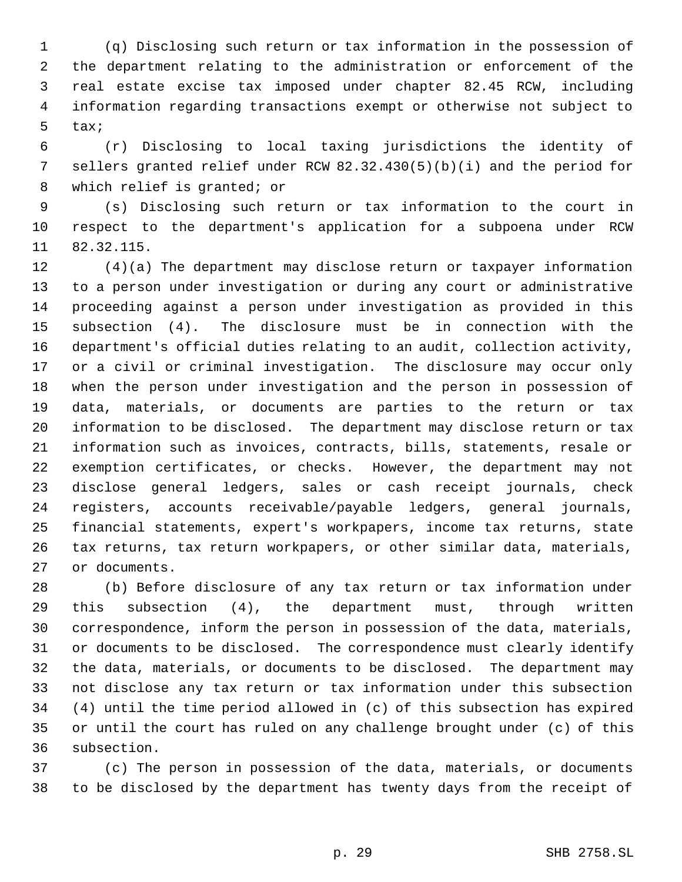(q) Disclosing such return or tax information in the possession of the department relating to the administration or enforcement of the real estate excise tax imposed under chapter 82.45 RCW, including information regarding transactions exempt or otherwise not subject to tax;

(r) Disclosing to local taxing jurisdictions the identity of sellers granted relief under RCW 82.32.430(5)(b)(i) and the period for which relief is granted; or

(s) Disclosing such return or tax information to the court in respect to the department's application for a subpoena under RCW 82.32.115.

(4)(a) The department may disclose return or taxpayer information to a person under investigation or during any court or administrative proceeding against a person under investigation as provided in this subsection (4). The disclosure must be in connection with the department's official duties relating to an audit, collection activity, or a civil or criminal investigation. The disclosure may occur only when the person under investigation and the person in possession of data, materials, or documents are parties to the return or tax information to be disclosed. The department may disclose return or tax information such as invoices, contracts, bills, statements, resale or exemption certificates, or checks. However, the department may not disclose general ledgers, sales or cash receipt journals, check registers, accounts receivable/payable ledgers, general journals, financial statements, expert's workpapers, income tax returns, state tax returns, tax return workpapers, or other similar data, materials, or documents.

(b) Before disclosure of any tax return or tax information under this subsection (4), the department must, through written correspondence, inform the person in possession of the data, materials, or documents to be disclosed. The correspondence must clearly identify the data, materials, or documents to be disclosed. The department may not disclose any tax return or tax information under this subsection (4) until the time period allowed in (c) of this subsection has expired or until the court has ruled on any challenge brought under (c) of this subsection.

(c) The person in possession of the data, materials, or documents to be disclosed by the department has twenty days from the receipt of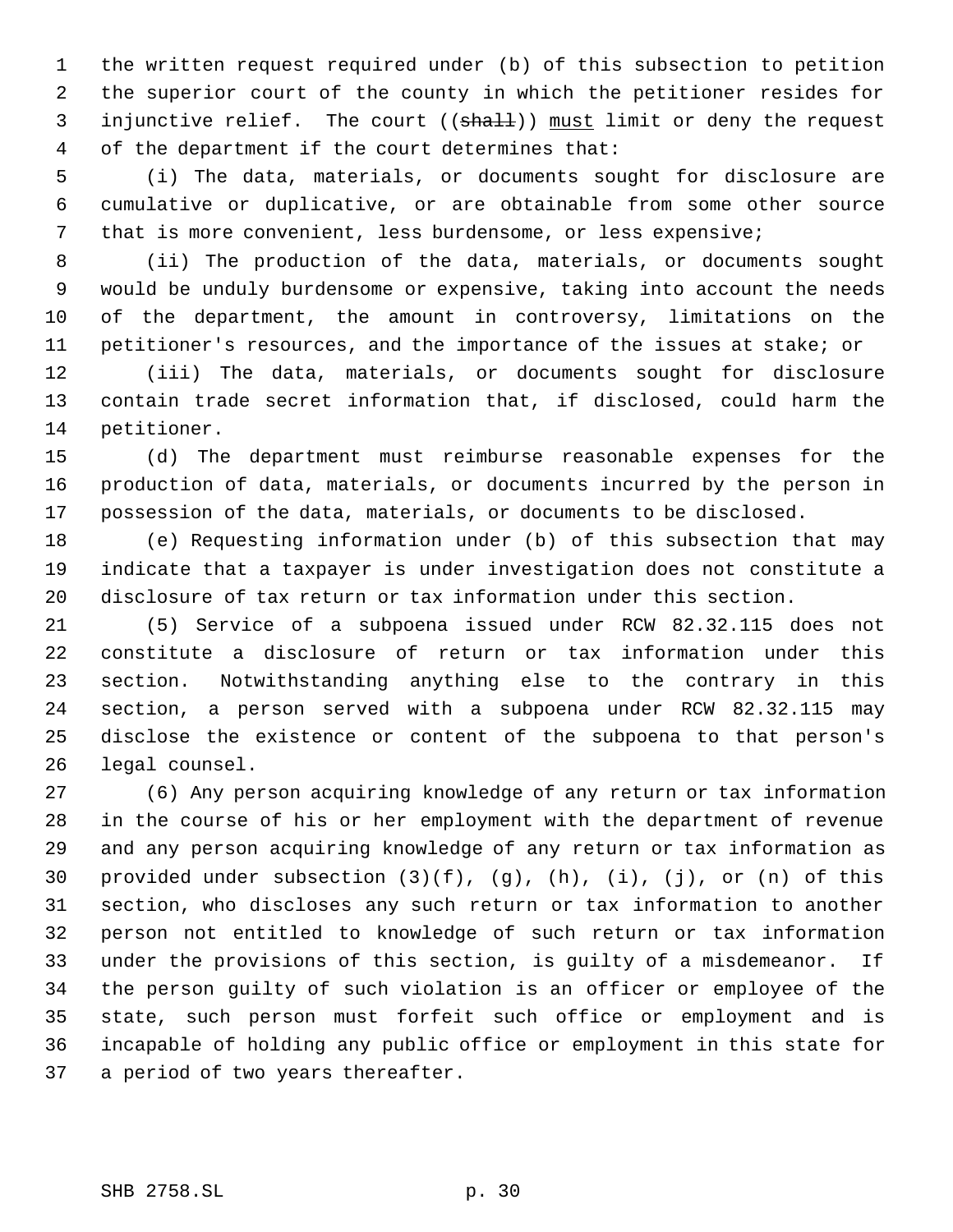the written request required under (b) of this subsection to petition the superior court of the county in which the petitioner resides for injunctive relief. The court ((~~shall~~)) must limit or deny the request of the department if the court determines that:

(i) The data, materials, or documents sought for disclosure are cumulative or duplicative, or are obtainable from some other source that is more convenient, less burdensome, or less expensive;

(ii) The production of the data, materials, or documents sought would be unduly burdensome or expensive, taking into account the needs of the department, the amount in controversy, limitations on the petitioner's resources, and the importance of the issues at stake; or

(iii) The data, materials, or documents sought for disclosure contain trade secret information that, if disclosed, could harm the petitioner.

(d) The department must reimburse reasonable expenses for the production of data, materials, or documents incurred by the person in possession of the data, materials, or documents to be disclosed.

(e) Requesting information under (b) of this subsection that may indicate that a taxpayer is under investigation does not constitute a disclosure of tax return or tax information under this section.

(5) Service of a subpoena issued under RCW 82.32.115 does not constitute a disclosure of return or tax information under this section. Notwithstanding anything else to the contrary in this section, a person served with a subpoena under RCW 82.32.115 may disclose the existence or content of the subpoena to that person's legal counsel.

(6) Any person acquiring knowledge of any return or tax information in the course of his or her employment with the department of revenue and any person acquiring knowledge of any return or tax information as provided under subsection (3)(f), (g), (h), (i), (j), or (n) of this section, who discloses any such return or tax information to another person not entitled to knowledge of such return or tax information under the provisions of this section, is guilty of a misdemeanor. If the person guilty of such violation is an officer or employee of the state, such person must forfeit such office or employment and is incapable of holding any public office or employment in this state for a period of two years thereafter.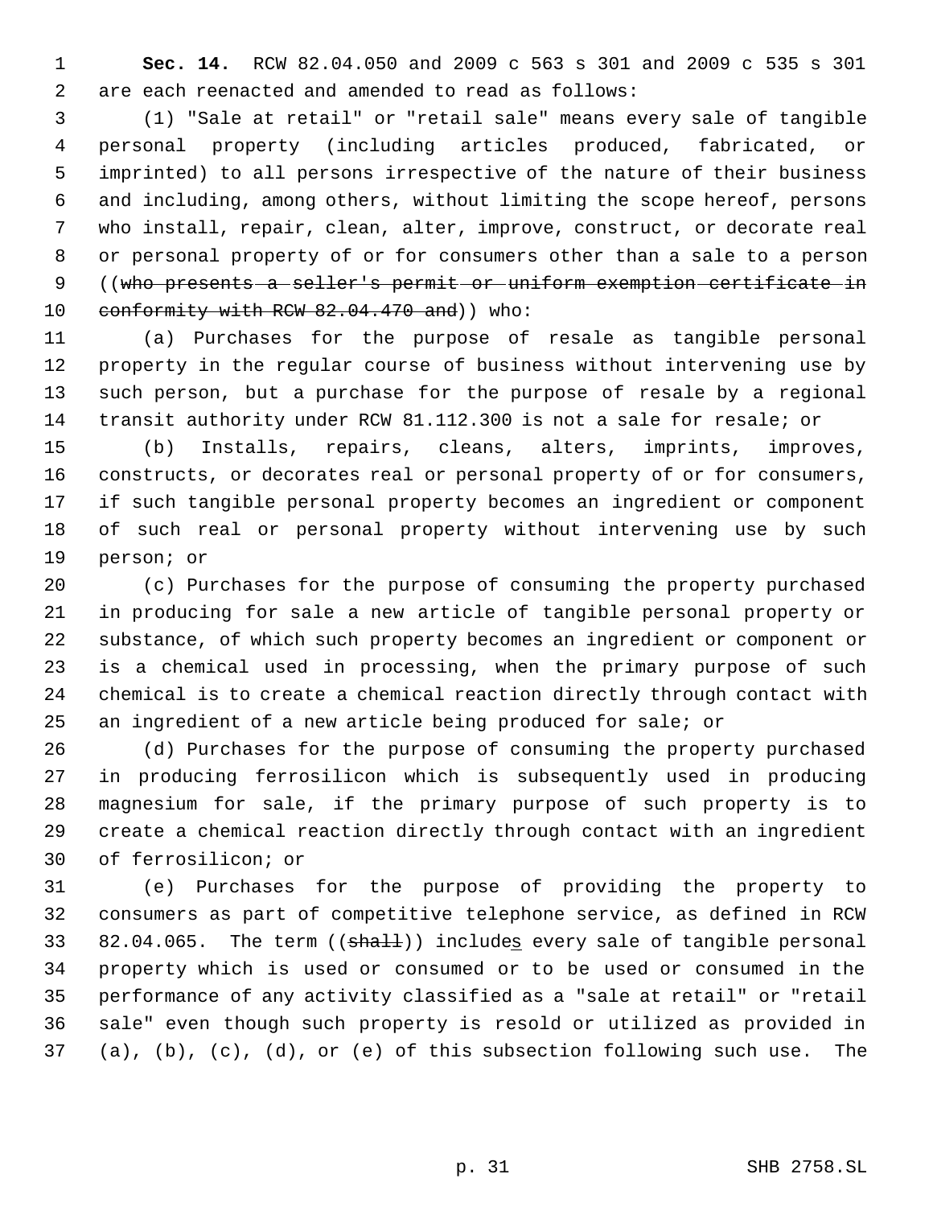**Sec. 14.** RCW 82.04.050 and 2009 c 563 s 301 and 2009 c 535 s 301 are each reenacted and amended to read as follows:

(1) "Sale at retail" or "retail sale" means every sale of tangible personal property (including articles produced, fabricated, or imprinted) to all persons irrespective of the nature of their business and including, among others, without limiting the scope hereof, persons who install, repair, clean, alter, improve, construct, or decorate real or personal property of or for consumers other than a sale to a person ((~~who presents a seller's permit or uniform exemption certificate in conformity with RCW 82.04.470 and~~)) who:

(a) Purchases for the purpose of resale as tangible personal property in the regular course of business without intervening use by such person, but a purchase for the purpose of resale by a regional transit authority under RCW 81.112.300 is not a sale for resale; or

(b) Installs, repairs, cleans, alters, imprints, improves, constructs, or decorates real or personal property of or for consumers, if such tangible personal property becomes an ingredient or component of such real or personal property without intervening use by such person; or

(c) Purchases for the purpose of consuming the property purchased in producing for sale a new article of tangible personal property or substance, of which such property becomes an ingredient or component or is a chemical used in processing, when the primary purpose of such chemical is to create a chemical reaction directly through contact with an ingredient of a new article being produced for sale; or

(d) Purchases for the purpose of consuming the property purchased in producing ferrosilicon which is subsequently used in producing magnesium for sale, if the primary purpose of such property is to create a chemical reaction directly through contact with an ingredient of ferrosilicon; or

(e) Purchases for the purpose of providing the property to consumers as part of competitive telephone service, as defined in RCW 82.04.065. The term ((~~shall~~)) include<u>s</u> every sale of tangible personal property which is used or consumed or to be used or consumed in the performance of any activity classified as a "sale at retail" or "retail sale" even though such property is resold or utilized as provided in (a), (b), (c), (d), or (e) of this subsection following such use. The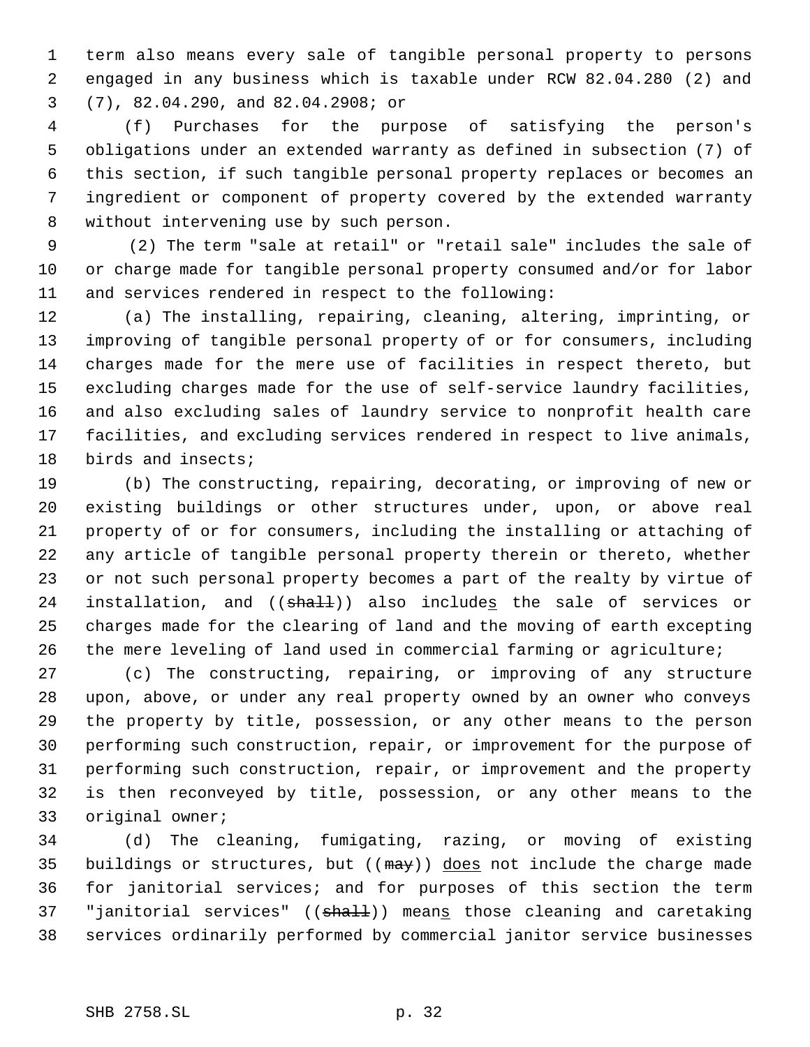term also means every sale of tangible personal property to persons engaged in any business which is taxable under RCW 82.04.280 (2) and (7), 82.04.290, and 82.04.2908; or

(f) Purchases for the purpose of satisfying the person's obligations under an extended warranty as defined in subsection (7) of this section, if such tangible personal property replaces or becomes an ingredient or component of property covered by the extended warranty without intervening use by such person.

(2) The term "sale at retail" or "retail sale" includes the sale of or charge made for tangible personal property consumed and/or for labor and services rendered in respect to the following:

(a) The installing, repairing, cleaning, altering, imprinting, or improving of tangible personal property of or for consumers, including charges made for the mere use of facilities in respect thereto, but excluding charges made for the use of self-service laundry facilities, and also excluding sales of laundry service to nonprofit health care facilities, and excluding services rendered in respect to live animals, birds and insects;

(b) The constructing, repairing, decorating, or improving of new or existing buildings or other structures under, upon, or above real property of or for consumers, including the installing or attaching of any article of tangible personal property therein or thereto, whether or not such personal property becomes a part of the realty by virtue of installation, and ((~~shall~~)) also include<u>s</u> the sale of services or charges made for the clearing of land and the moving of earth excepting the mere leveling of land used in commercial farming or agriculture;

(c) The constructing, repairing, or improving of any structure upon, above, or under any real property owned by an owner who conveys the property by title, possession, or any other means to the person performing such construction, repair, or improvement for the purpose of performing such construction, repair, or improvement and the property is then reconveyed by title, possession, or any other means to the original owner;

(d) The cleaning, fumigating, razing, or moving of existing buildings or structures, but ((~~may~~)) <u>does</u> not include the charge made for janitorial services; and for purposes of this section the term "janitorial services" ((~~shall~~)) mean<u>s</u> those cleaning and caretaking services ordinarily performed by commercial janitor service businesses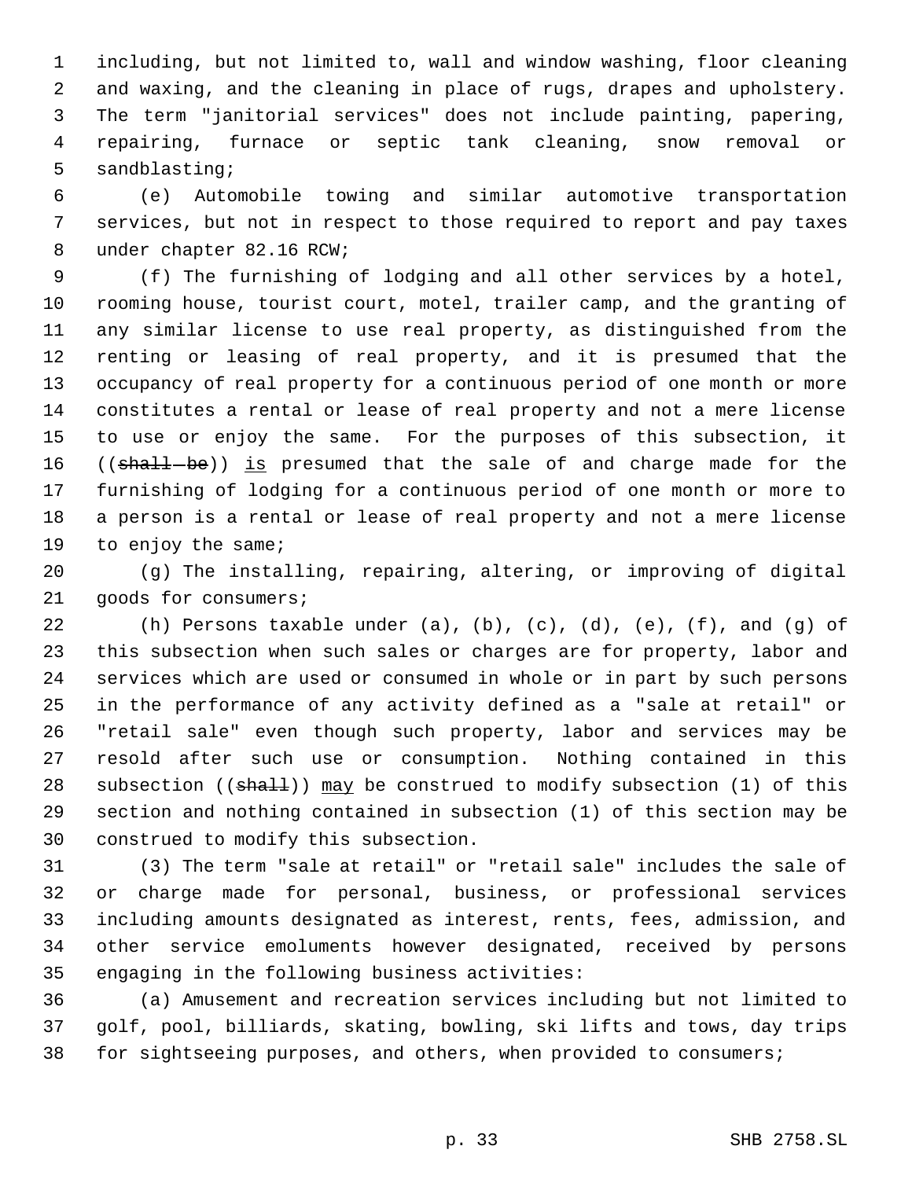including, but not limited to, wall and window washing, floor cleaning and waxing, and the cleaning in place of rugs, drapes and upholstery. The term "janitorial services" does not include painting, papering, repairing, furnace or septic tank cleaning, snow removal or sandblasting;

(e) Automobile towing and similar automotive transportation services, but not in respect to those required to report and pay taxes under chapter 82.16 RCW;

(f) The furnishing of lodging and all other services by a hotel, rooming house, tourist court, motel, trailer camp, and the granting of any similar license to use real property, as distinguished from the renting or leasing of real property, and it is presumed that the occupancy of real property for a continuous period of one month or more constitutes a rental or lease of real property and not a mere license to use or enjoy the same. For the purposes of this subsection, it ((~~shall be~~)) <u>is</u> presumed that the sale of and charge made for the furnishing of lodging for a continuous period of one month or more to a person is a rental or lease of real property and not a mere license to enjoy the same;

(g) The installing, repairing, altering, or improving of digital goods for consumers;

(h) Persons taxable under (a), (b), (c), (d), (e), (f), and (g) of this subsection when such sales or charges are for property, labor and services which are used or consumed in whole or in part by such persons in the performance of any activity defined as a "sale at retail" or "retail sale" even though such property, labor and services may be resold after such use or consumption. Nothing contained in this subsection ((~~shall~~)) <u>may</u> be construed to modify subsection (1) of this section and nothing contained in subsection (1) of this section may be construed to modify this subsection.

(3) The term "sale at retail" or "retail sale" includes the sale of or charge made for personal, business, or professional services including amounts designated as interest, rents, fees, admission, and other service emoluments however designated, received by persons engaging in the following business activities:

(a) Amusement and recreation services including but not limited to golf, pool, billiards, skating, bowling, ski lifts and tows, day trips for sightseeing purposes, and others, when provided to consumers;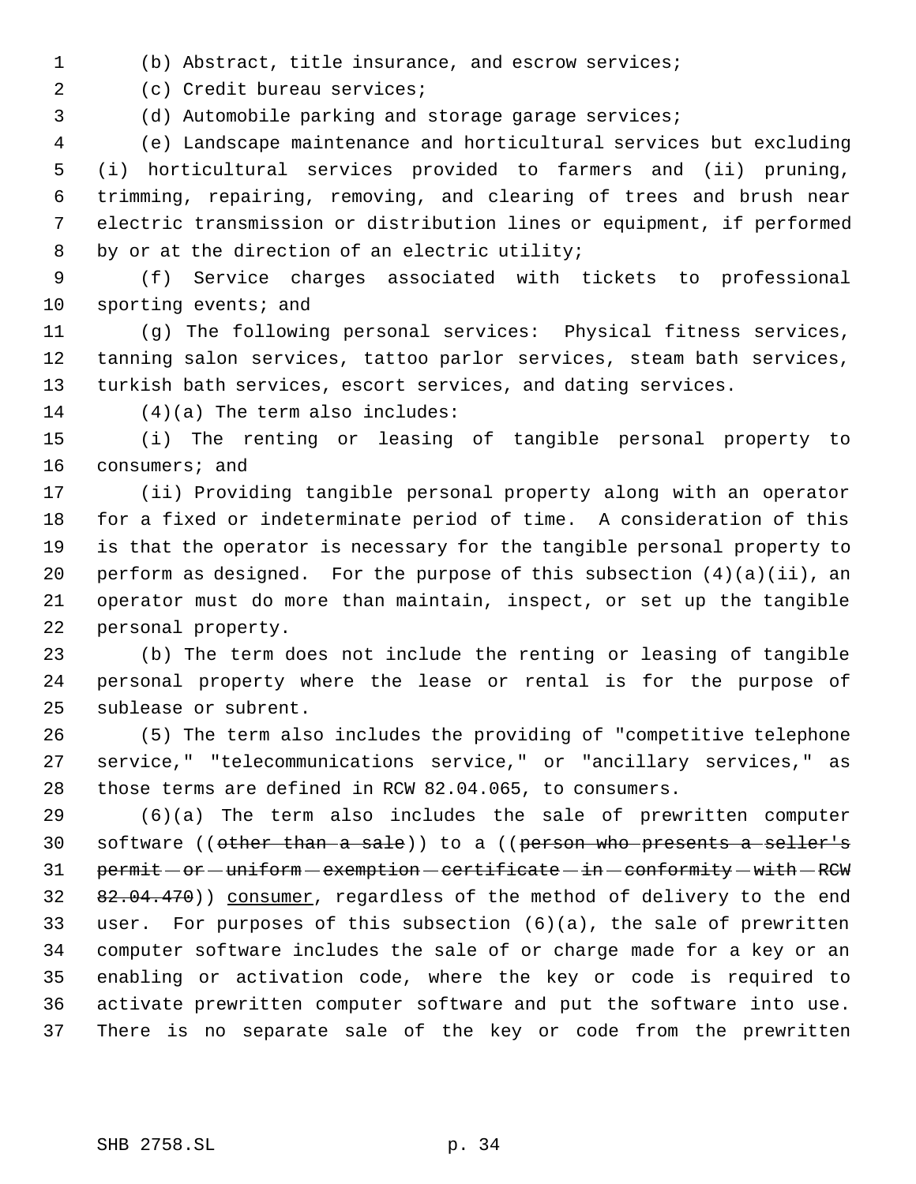(b) Abstract, title insurance, and escrow services;

(c) Credit bureau services;

(d) Automobile parking and storage garage services;

(e) Landscape maintenance and horticultural services but excluding (i) horticultural services provided to farmers and (ii) pruning, trimming, repairing, removing, and clearing of trees and brush near electric transmission or distribution lines or equipment, if performed by or at the direction of an electric utility;

(f) Service charges associated with tickets to professional sporting events; and

(g) The following personal services: Physical fitness services, tanning salon services, tattoo parlor services, steam bath services, turkish bath services, escort services, and dating services.

(4)(a) The term also includes:

(i) The renting or leasing of tangible personal property to consumers; and

(ii) Providing tangible personal property along with an operator for a fixed or indeterminate period of time. A consideration of this is that the operator is necessary for the tangible personal property to perform as designed. For the purpose of this subsection (4)(a)(ii), an operator must do more than maintain, inspect, or set up the tangible personal property.

(b) The term does not include the renting or leasing of tangible personal property where the lease or rental is for the purpose of sublease or subrent.

(5) The term also includes the providing of "competitive telephone service," "telecommunications service," or "ancillary services," as those terms are defined in RCW 82.04.065, to consumers.

(6)(a) The term also includes the sale of prewritten computer software ((~~other than a sale~~)) to a ((~~person who presents a seller's permit or uniform exemption certificate in conformity with RCW 82.04.470~~)) <u>consumer</u>, regardless of the method of delivery to the end user. For purposes of this subsection (6)(a), the sale of prewritten computer software includes the sale of or charge made for a key or an enabling or activation code, where the key or code is required to activate prewritten computer software and put the software into use. There is no separate sale of the key or code from the prewritten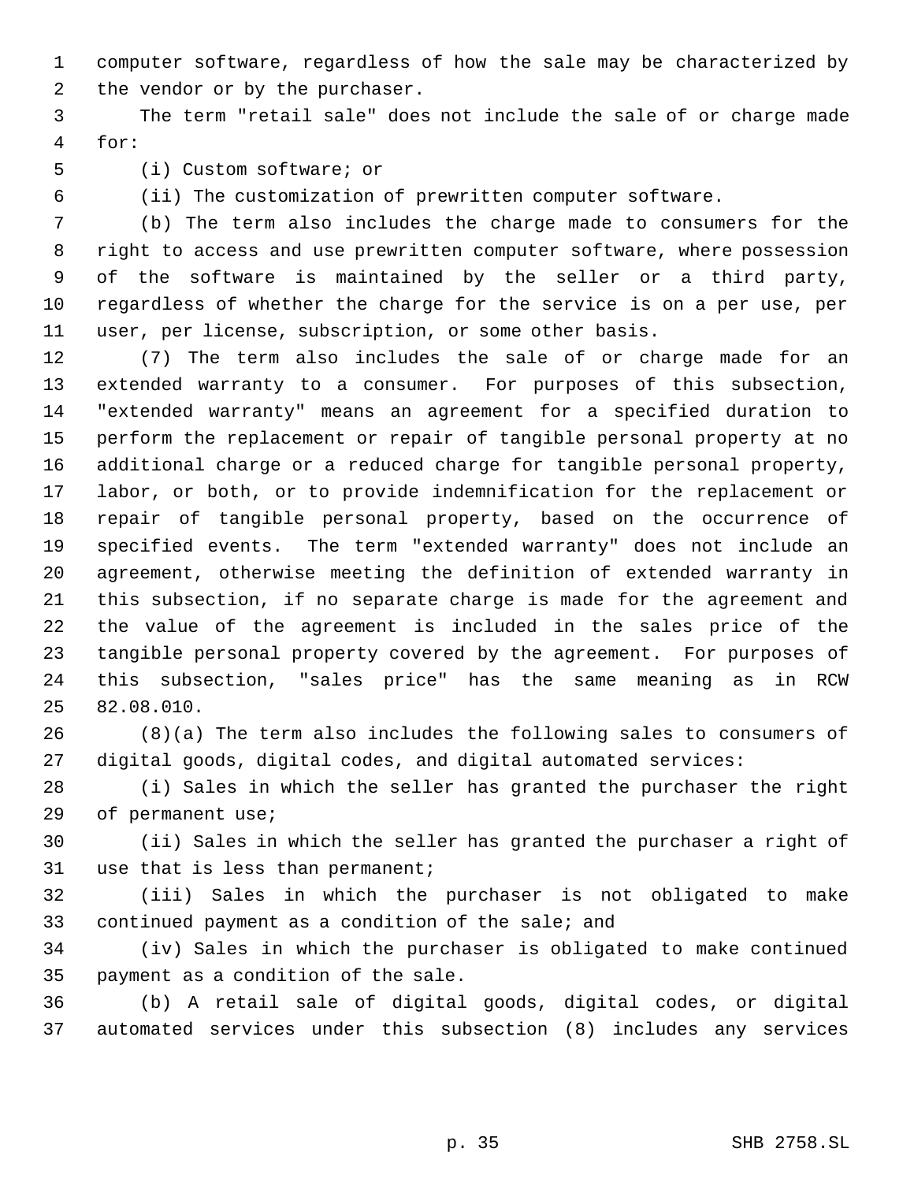computer software, regardless of how the sale may be characterized by the vendor or by the purchaser.

The term "retail sale" does not include the sale of or charge made for:

(i) Custom software; or

(ii) The customization of prewritten computer software.

(b) The term also includes the charge made to consumers for the right to access and use prewritten computer software, where possession of the software is maintained by the seller or a third party, regardless of whether the charge for the service is on a per use, per user, per license, subscription, or some other basis.

(7) The term also includes the sale of or charge made for an extended warranty to a consumer. For purposes of this subsection, "extended warranty" means an agreement for a specified duration to perform the replacement or repair of tangible personal property at no additional charge or a reduced charge for tangible personal property, labor, or both, or to provide indemnification for the replacement or repair of tangible personal property, based on the occurrence of specified events. The term "extended warranty" does not include an agreement, otherwise meeting the definition of extended warranty in this subsection, if no separate charge is made for the agreement and the value of the agreement is included in the sales price of the tangible personal property covered by the agreement. For purposes of this subsection, "sales price" has the same meaning as in RCW 82.08.010.

(8)(a) The term also includes the following sales to consumers of digital goods, digital codes, and digital automated services:

(i) Sales in which the seller has granted the purchaser the right of permanent use;

(ii) Sales in which the seller has granted the purchaser a right of use that is less than permanent;

(iii) Sales in which the purchaser is not obligated to make continued payment as a condition of the sale; and

(iv) Sales in which the purchaser is obligated to make continued payment as a condition of the sale.

(b) A retail sale of digital goods, digital codes, or digital automated services under this subsection (8) includes any services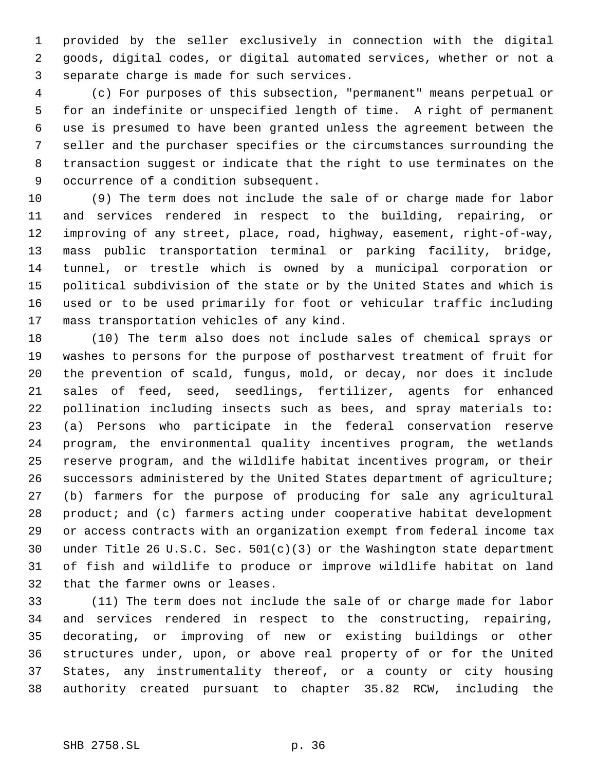provided by the seller exclusively in connection with the digital goods, digital codes, or digital automated services, whether or not a separate charge is made for such services.

(c) For purposes of this subsection, "permanent" means perpetual or for an indefinite or unspecified length of time. A right of permanent use is presumed to have been granted unless the agreement between the seller and the purchaser specifies or the circumstances surrounding the transaction suggest or indicate that the right to use terminates on the occurrence of a condition subsequent.

(9) The term does not include the sale of or charge made for labor and services rendered in respect to the building, repairing, or improving of any street, place, road, highway, easement, right-of-way, mass public transportation terminal or parking facility, bridge, tunnel, or trestle which is owned by a municipal corporation or political subdivision of the state or by the United States and which is used or to be used primarily for foot or vehicular traffic including mass transportation vehicles of any kind.

(10) The term also does not include sales of chemical sprays or washes to persons for the purpose of postharvest treatment of fruit for the prevention of scald, fungus, mold, or decay, nor does it include sales of feed, seed, seedlings, fertilizer, agents for enhanced pollination including insects such as bees, and spray materials to: (a) Persons who participate in the federal conservation reserve program, the environmental quality incentives program, the wetlands reserve program, and the wildlife habitat incentives program, or their successors administered by the United States department of agriculture; (b) farmers for the purpose of producing for sale any agricultural product; and (c) farmers acting under cooperative habitat development or access contracts with an organization exempt from federal income tax under Title 26 U.S.C. Sec. 501(c)(3) or the Washington state department of fish and wildlife to produce or improve wildlife habitat on land that the farmer owns or leases.

(11) The term does not include the sale of or charge made for labor and services rendered in respect to the constructing, repairing, decorating, or improving of new or existing buildings or other structures under, upon, or above real property of or for the United States, any instrumentality thereof, or a county or city housing authority created pursuant to chapter 35.82 RCW, including the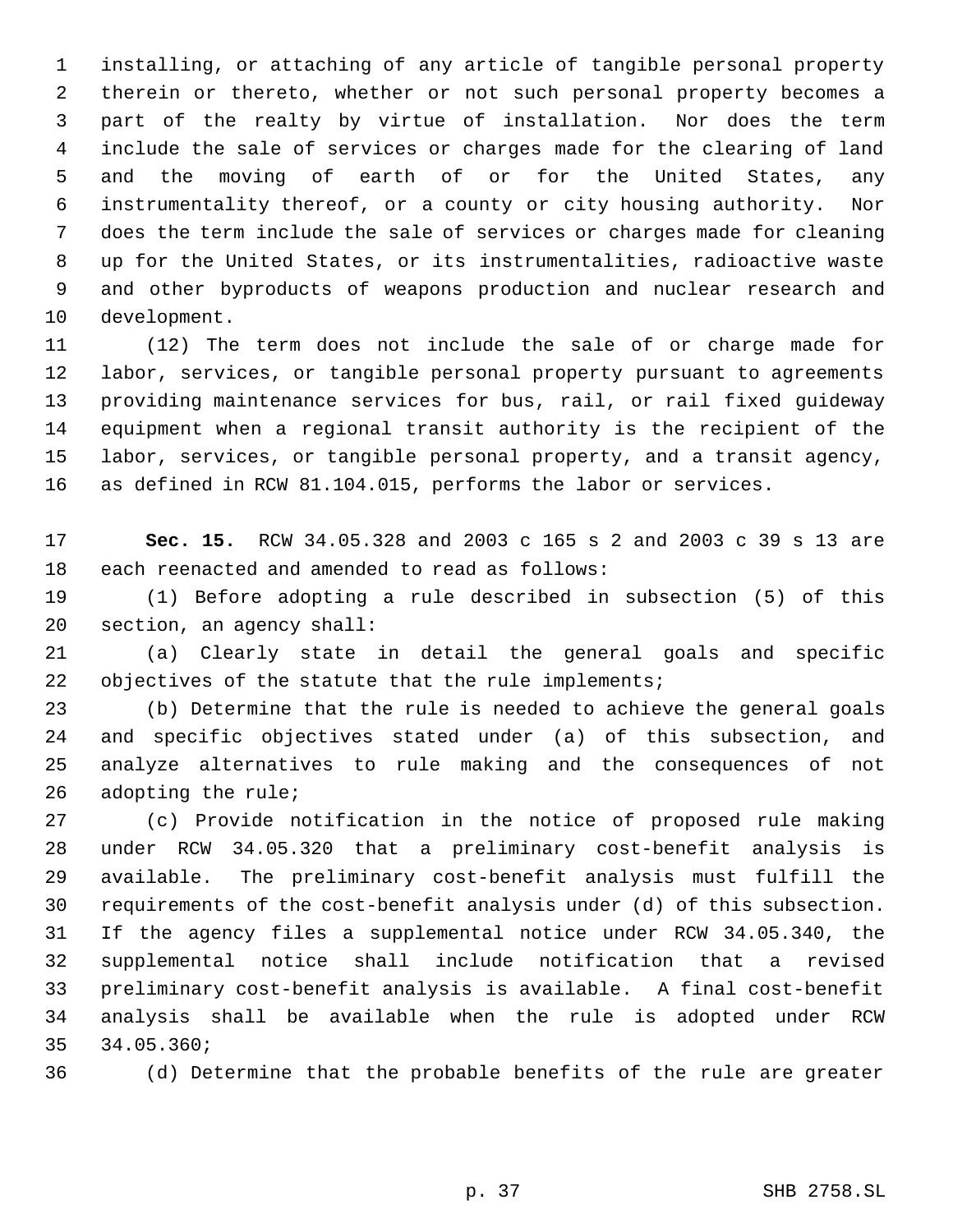installing, or attaching of any article of tangible personal property therein or thereto, whether or not such personal property becomes a part of the realty by virtue of installation. Nor does the term include the sale of services or charges made for the clearing of land and the moving of earth of or for the United States, any instrumentality thereof, or a county or city housing authority. Nor does the term include the sale of services or charges made for cleaning up for the United States, or its instrumentalities, radioactive waste and other byproducts of weapons production and nuclear research and development.

(12) The term does not include the sale of or charge made for labor, services, or tangible personal property pursuant to agreements providing maintenance services for bus, rail, or rail fixed guideway equipment when a regional transit authority is the recipient of the labor, services, or tangible personal property, and a transit agency, as defined in RCW 81.104.015, performs the labor or services.

**Sec. 15.** RCW 34.05.328 and 2003 c 165 s 2 and 2003 c 39 s 13 are each reenacted and amended to read as follows:

(1) Before adopting a rule described in subsection (5) of this section, an agency shall:

(a) Clearly state in detail the general goals and specific objectives of the statute that the rule implements;

(b) Determine that the rule is needed to achieve the general goals and specific objectives stated under (a) of this subsection, and analyze alternatives to rule making and the consequences of not adopting the rule;

(c) Provide notification in the notice of proposed rule making under RCW 34.05.320 that a preliminary cost-benefit analysis is available. The preliminary cost-benefit analysis must fulfill the requirements of the cost-benefit analysis under (d) of this subsection. If the agency files a supplemental notice under RCW 34.05.340, the supplemental notice shall include notification that a revised preliminary cost-benefit analysis is available. A final cost-benefit analysis shall be available when the rule is adopted under RCW 34.05.360;

(d) Determine that the probable benefits of the rule are greater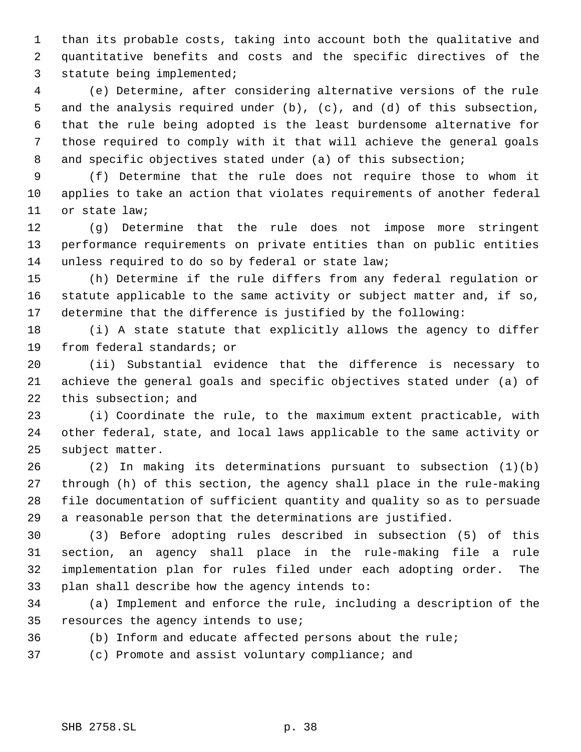than its probable costs, taking into account both the qualitative and quantitative benefits and costs and the specific directives of the statute being implemented;

(e) Determine, after considering alternative versions of the rule and the analysis required under (b), (c), and (d) of this subsection, that the rule being adopted is the least burdensome alternative for those required to comply with it that will achieve the general goals and specific objectives stated under (a) of this subsection;

(f) Determine that the rule does not require those to whom it applies to take an action that violates requirements of another federal or state law;

(g) Determine that the rule does not impose more stringent performance requirements on private entities than on public entities unless required to do so by federal or state law;

(h) Determine if the rule differs from any federal regulation or statute applicable to the same activity or subject matter and, if so, determine that the difference is justified by the following:

(i) A state statute that explicitly allows the agency to differ from federal standards; or

(ii) Substantial evidence that the difference is necessary to achieve the general goals and specific objectives stated under (a) of this subsection; and

(i) Coordinate the rule, to the maximum extent practicable, with other federal, state, and local laws applicable to the same activity or subject matter.

(2) In making its determinations pursuant to subsection (1)(b) through (h) of this section, the agency shall place in the rule-making file documentation of sufficient quantity and quality so as to persuade a reasonable person that the determinations are justified.

(3) Before adopting rules described in subsection (5) of this section, an agency shall place in the rule-making file a rule implementation plan for rules filed under each adopting order. The plan shall describe how the agency intends to:

(a) Implement and enforce the rule, including a description of the resources the agency intends to use;

(b) Inform and educate affected persons about the rule;

(c) Promote and assist voluntary compliance; and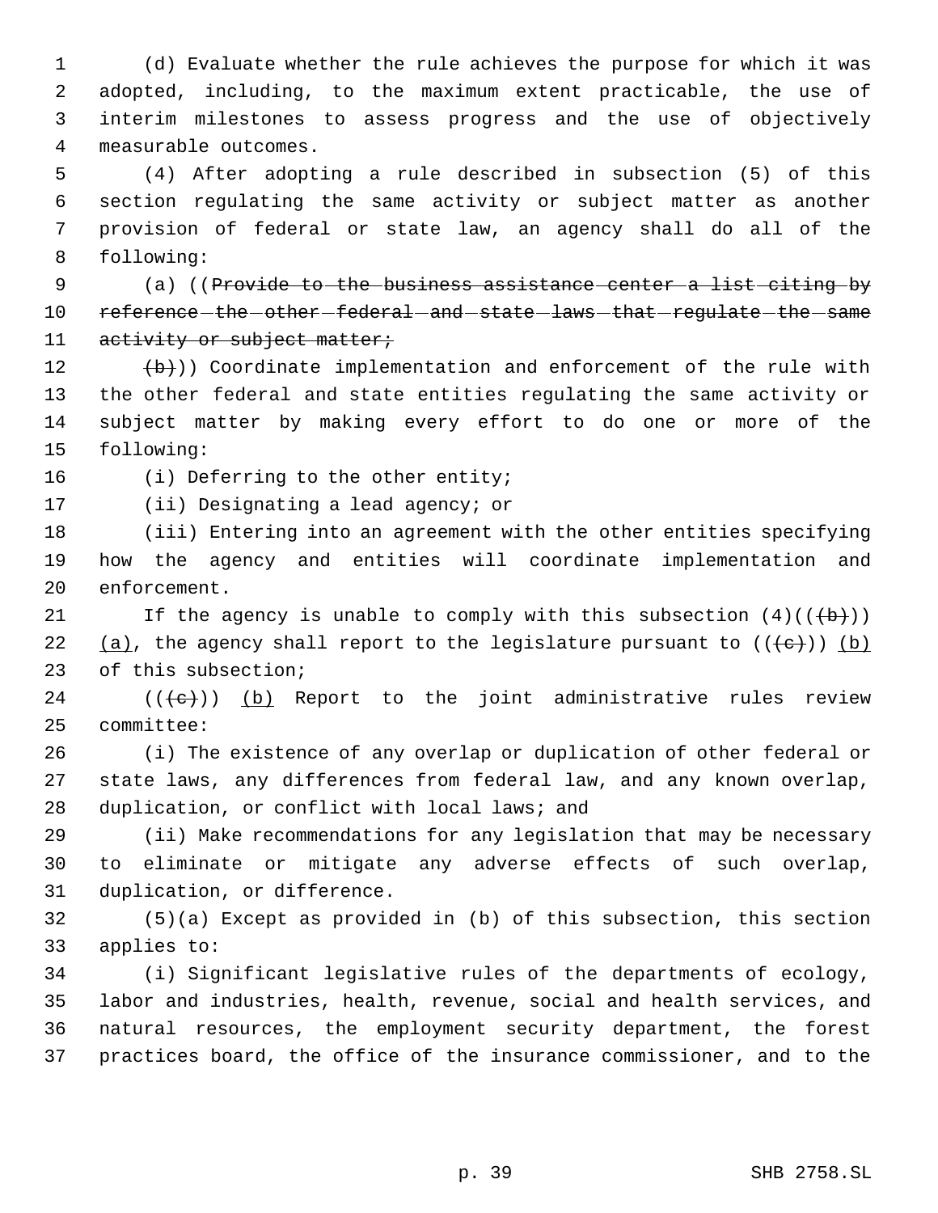(d) Evaluate whether the rule achieves the purpose for which it was adopted, including, to the maximum extent practicable, the use of interim milestones to assess progress and the use of objectively measurable outcomes.

(4) After adopting a rule described in subsection (5) of this section regulating the same activity or subject matter as another provision of federal or state law, an agency shall do all of the following:

(a) ((~~Provide to the business assistance center a list citing by reference the other federal and state laws that regulate the same activity or subject matter;~~

~~(b)~~)) Coordinate implementation and enforcement of the rule with the other federal and state entities regulating the same activity or subject matter by making every effort to do one or more of the following:

(i) Deferring to the other entity;

(ii) Designating a lead agency; or

(iii) Entering into an agreement with the other entities specifying how the agency and entities will coordinate implementation and enforcement.

If the agency is unable to comply with this subsection (4)((~~(b)~~)) (a), the agency shall report to the legislature pursuant to ((~~(c)~~)) (b) of this subsection;

((~~(c)~~)) (b) Report to the joint administrative rules review committee:

(i) The existence of any overlap or duplication of other federal or state laws, any differences from federal law, and any known overlap, duplication, or conflict with local laws; and

(ii) Make recommendations for any legislation that may be necessary to eliminate or mitigate any adverse effects of such overlap, duplication, or difference.

(5)(a) Except as provided in (b) of this subsection, this section applies to:

(i) Significant legislative rules of the departments of ecology, labor and industries, health, revenue, social and health services, and natural resources, the employment security department, the forest practices board, the office of the insurance commissioner, and to the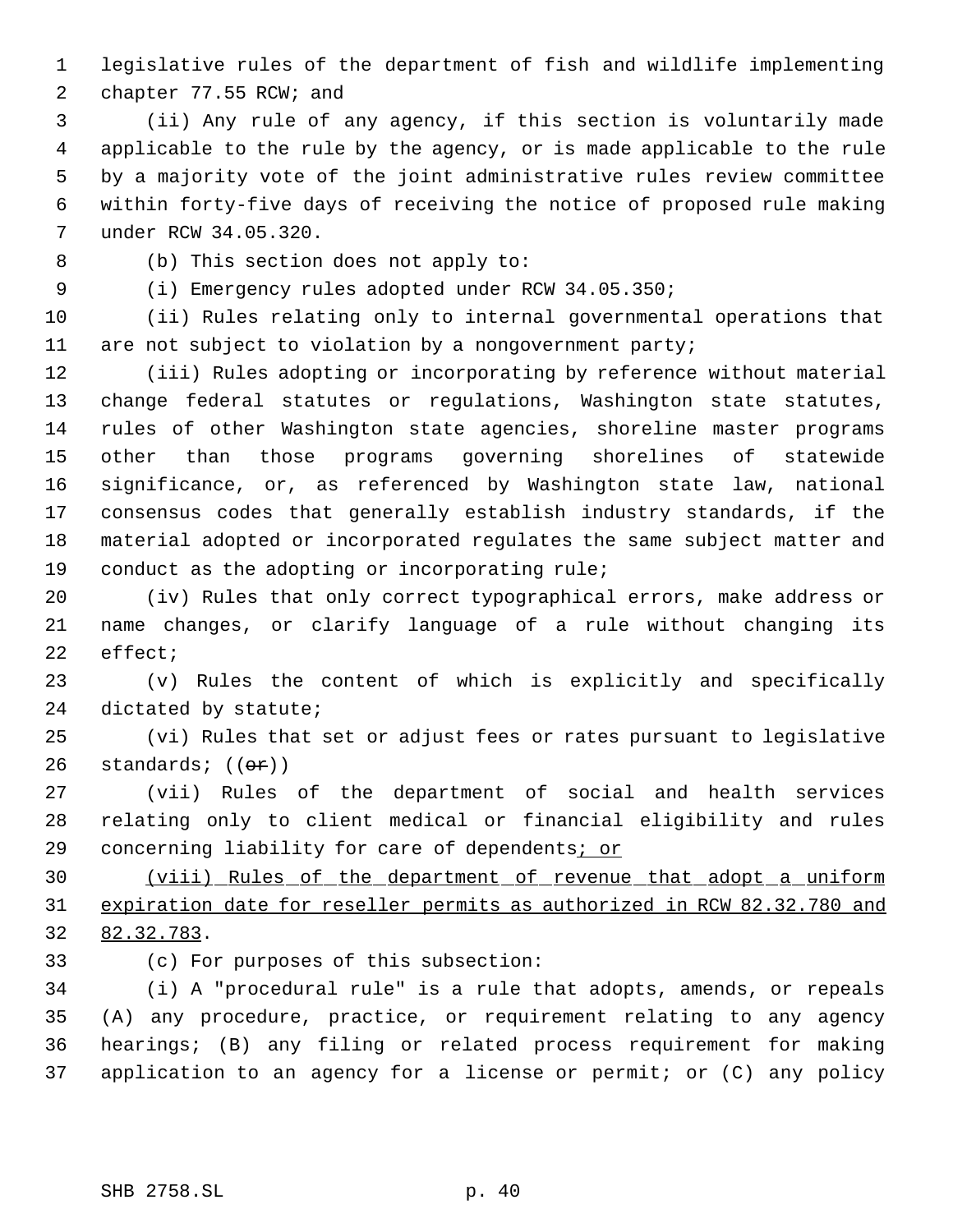legislative rules of the department of fish and wildlife implementing chapter 77.55 RCW; and

(ii) Any rule of any agency, if this section is voluntarily made applicable to the rule by the agency, or is made applicable to the rule by a majority vote of the joint administrative rules review committee within forty-five days of receiving the notice of proposed rule making under RCW 34.05.320.

(b) This section does not apply to:

(i) Emergency rules adopted under RCW 34.05.350;

(ii) Rules relating only to internal governmental operations that are not subject to violation by a nongovernment party;

(iii) Rules adopting or incorporating by reference without material change federal statutes or regulations, Washington state statutes, rules of other Washington state agencies, shoreline master programs other than those programs governing shorelines of statewide significance, or, as referenced by Washington state law, national consensus codes that generally establish industry standards, if the material adopted or incorporated regulates the same subject matter and conduct as the adopting or incorporating rule;

(iv) Rules that only correct typographical errors, make address or name changes, or clarify language of a rule without changing its effect;

(v) Rules the content of which is explicitly and specifically dictated by statute;

(vi) Rules that set or adjust fees or rates pursuant to legislative standards; ((~~or~~))

(vii) Rules of the department of social and health services relating only to client medical or financial eligibility and rules concerning liability for care of dependents<u>; or</u>

<u>(viii) Rules of the department of revenue that adopt a uniform expiration date for reseller permits as authorized in RCW 82.32.780 and 82.32.783</u>.

(c) For purposes of this subsection:

(i) A "procedural rule" is a rule that adopts, amends, or repeals (A) any procedure, practice, or requirement relating to any agency hearings; (B) any filing or related process requirement for making application to an agency for a license or permit; or (C) any policy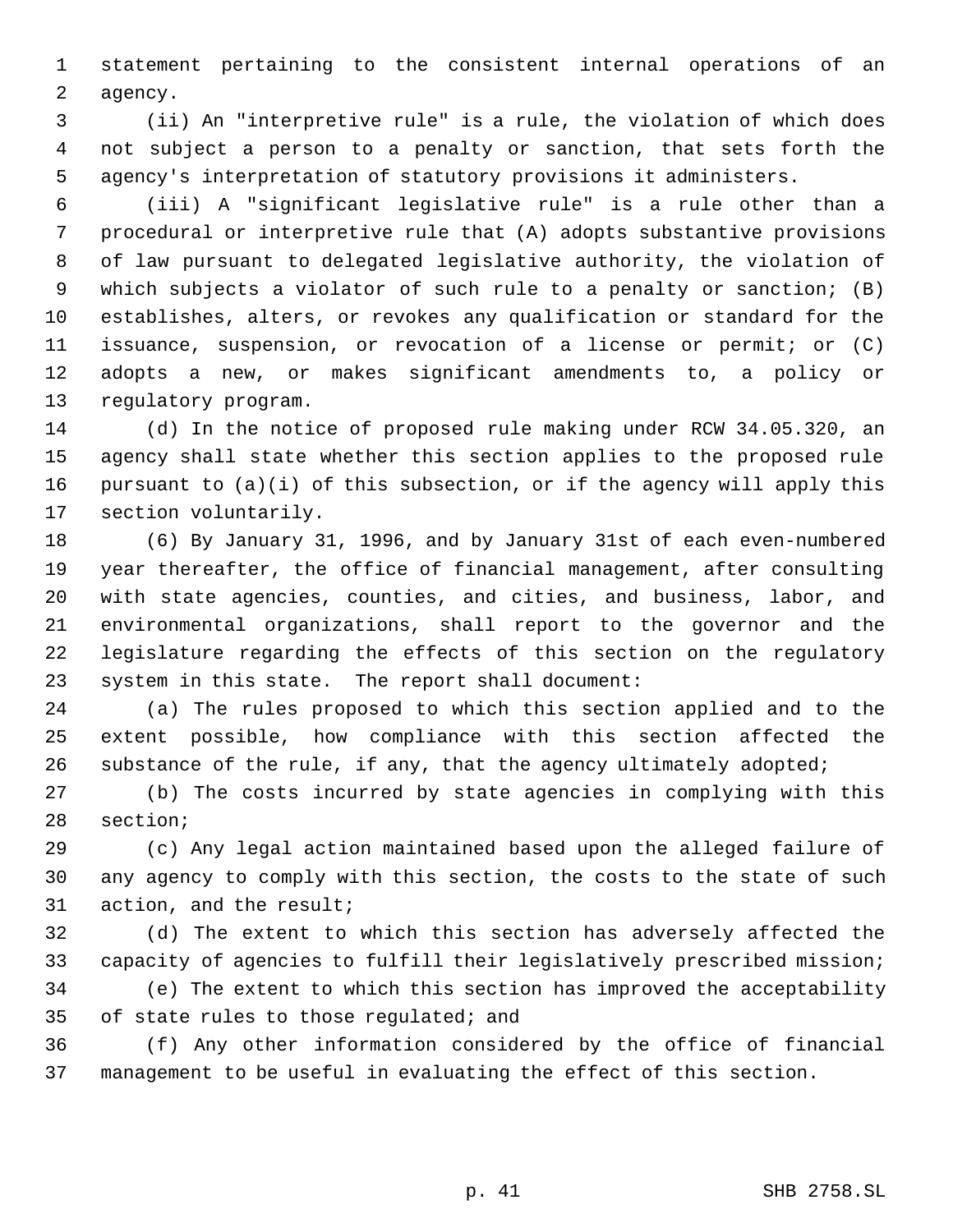statement pertaining to the consistent internal operations of an agency.

(ii) An "interpretive rule" is a rule, the violation of which does not subject a person to a penalty or sanction, that sets forth the agency's interpretation of statutory provisions it administers.

(iii) A "significant legislative rule" is a rule other than a procedural or interpretive rule that (A) adopts substantive provisions of law pursuant to delegated legislative authority, the violation of which subjects a violator of such rule to a penalty or sanction; (B) establishes, alters, or revokes any qualification or standard for the issuance, suspension, or revocation of a license or permit; or (C) adopts a new, or makes significant amendments to, a policy or regulatory program.

(d) In the notice of proposed rule making under RCW 34.05.320, an agency shall state whether this section applies to the proposed rule pursuant to (a)(i) of this subsection, or if the agency will apply this section voluntarily.

(6) By January 31, 1996, and by January 31st of each even-numbered year thereafter, the office of financial management, after consulting with state agencies, counties, and cities, and business, labor, and environmental organizations, shall report to the governor and the legislature regarding the effects of this section on the regulatory system in this state. The report shall document:

(a) The rules proposed to which this section applied and to the extent possible, how compliance with this section affected the substance of the rule, if any, that the agency ultimately adopted;

(b) The costs incurred by state agencies in complying with this section;

(c) Any legal action maintained based upon the alleged failure of any agency to comply with this section, the costs to the state of such action, and the result;

(d) The extent to which this section has adversely affected the capacity of agencies to fulfill their legislatively prescribed mission;

(e) The extent to which this section has improved the acceptability of state rules to those regulated; and

(f) Any other information considered by the office of financial management to be useful in evaluating the effect of this section.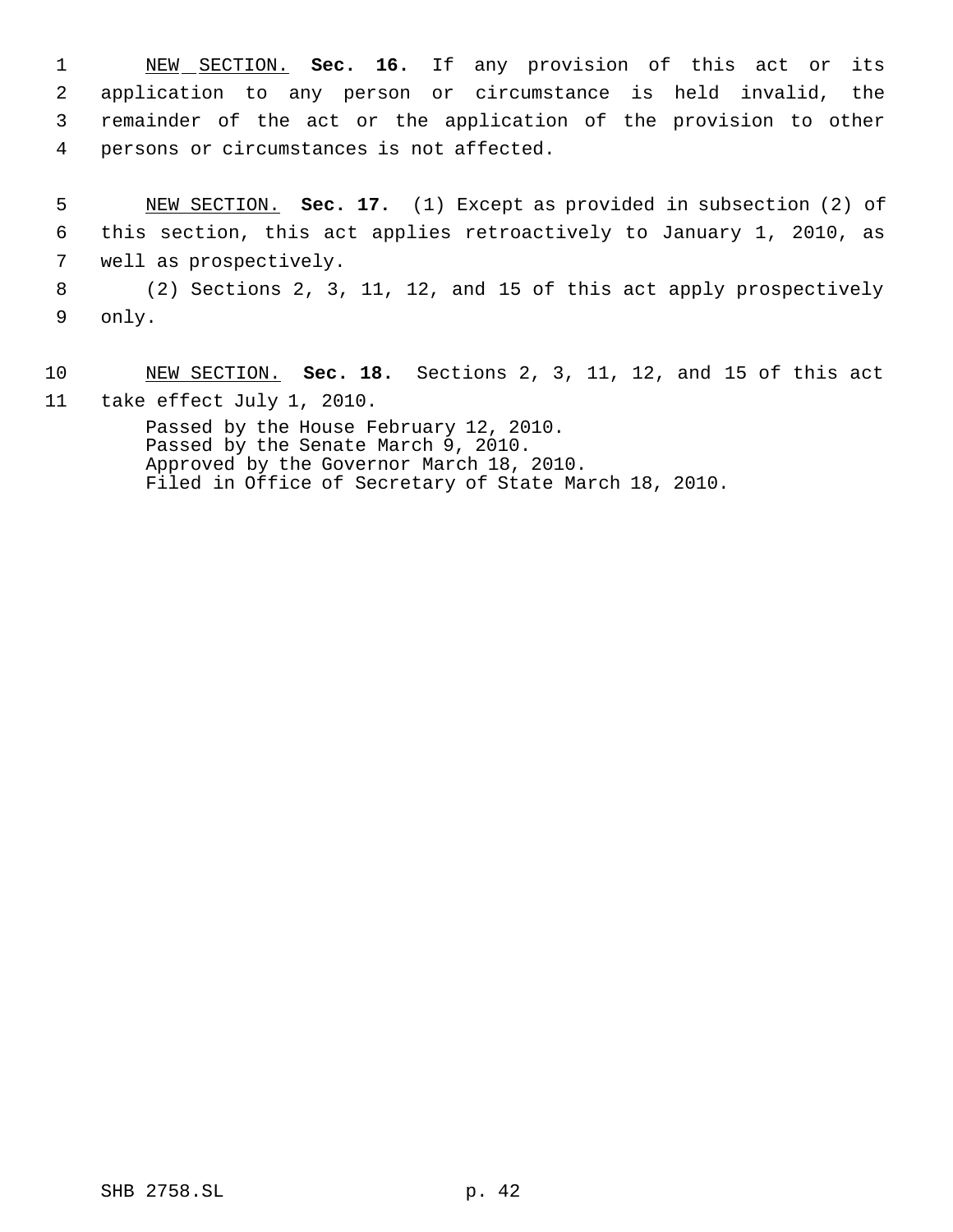NEW SECTION. **Sec. 16.** If any provision of this act or its application to any person or circumstance is held invalid, the remainder of the act or the application of the provision to other persons or circumstances is not affected.

NEW SECTION. **Sec. 17.** (1) Except as provided in subsection (2) of this section, this act applies retroactively to January 1, 2010, as well as prospectively.

(2) Sections 2, 3, 11, 12, and 15 of this act apply prospectively only.

NEW SECTION. **Sec. 18.** Sections 2, 3, 11, 12, and 15 of this act take effect July 1, 2010.

Passed by the House February 12, 2010.
Passed by the Senate March 9, 2010.
Approved by the Governor March 18, 2010.
Filed in Office of Secretary of State March 18, 2010.